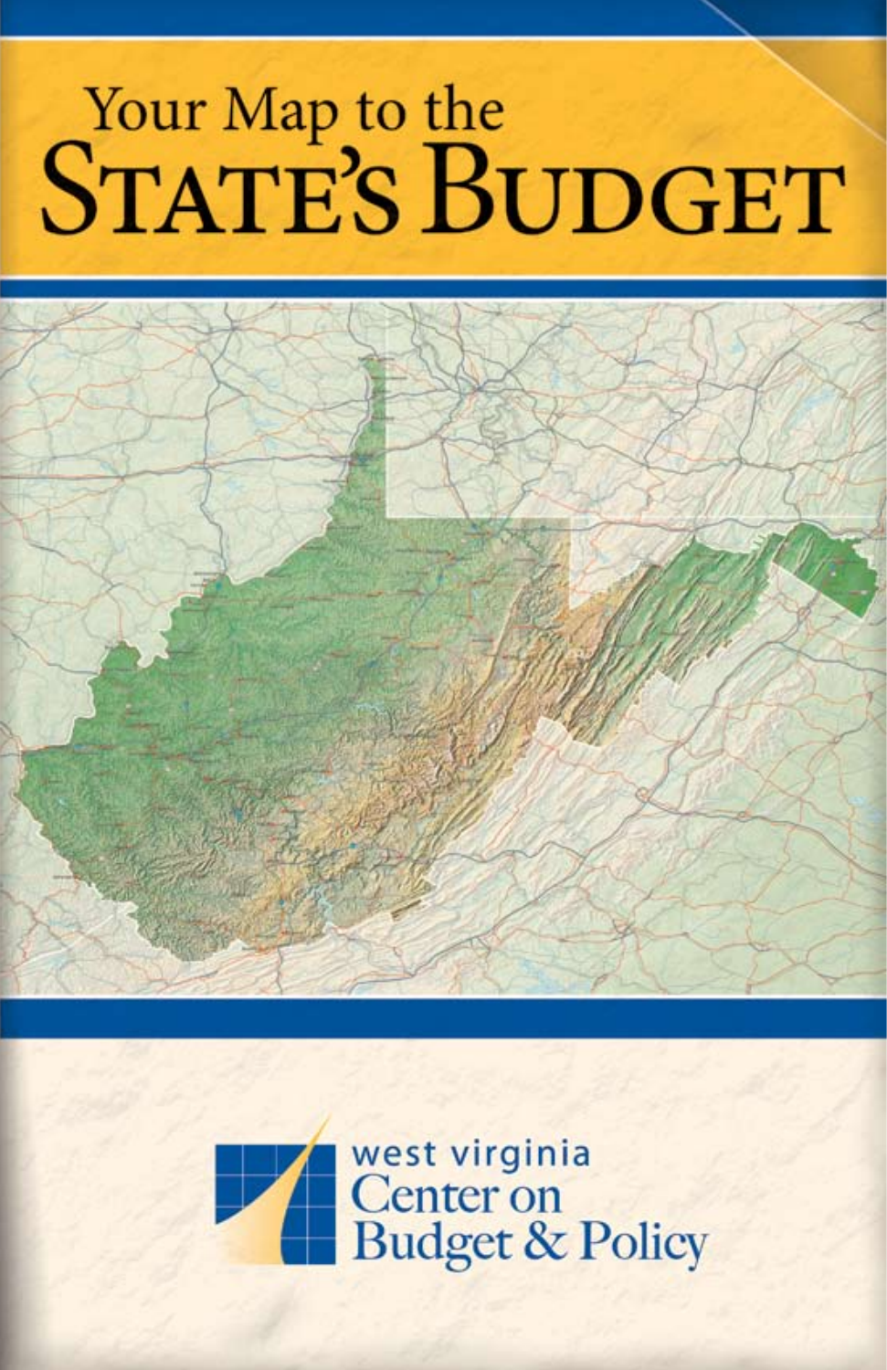# Your Map to the State's Budget

west virginia
Center on
Budget & Policy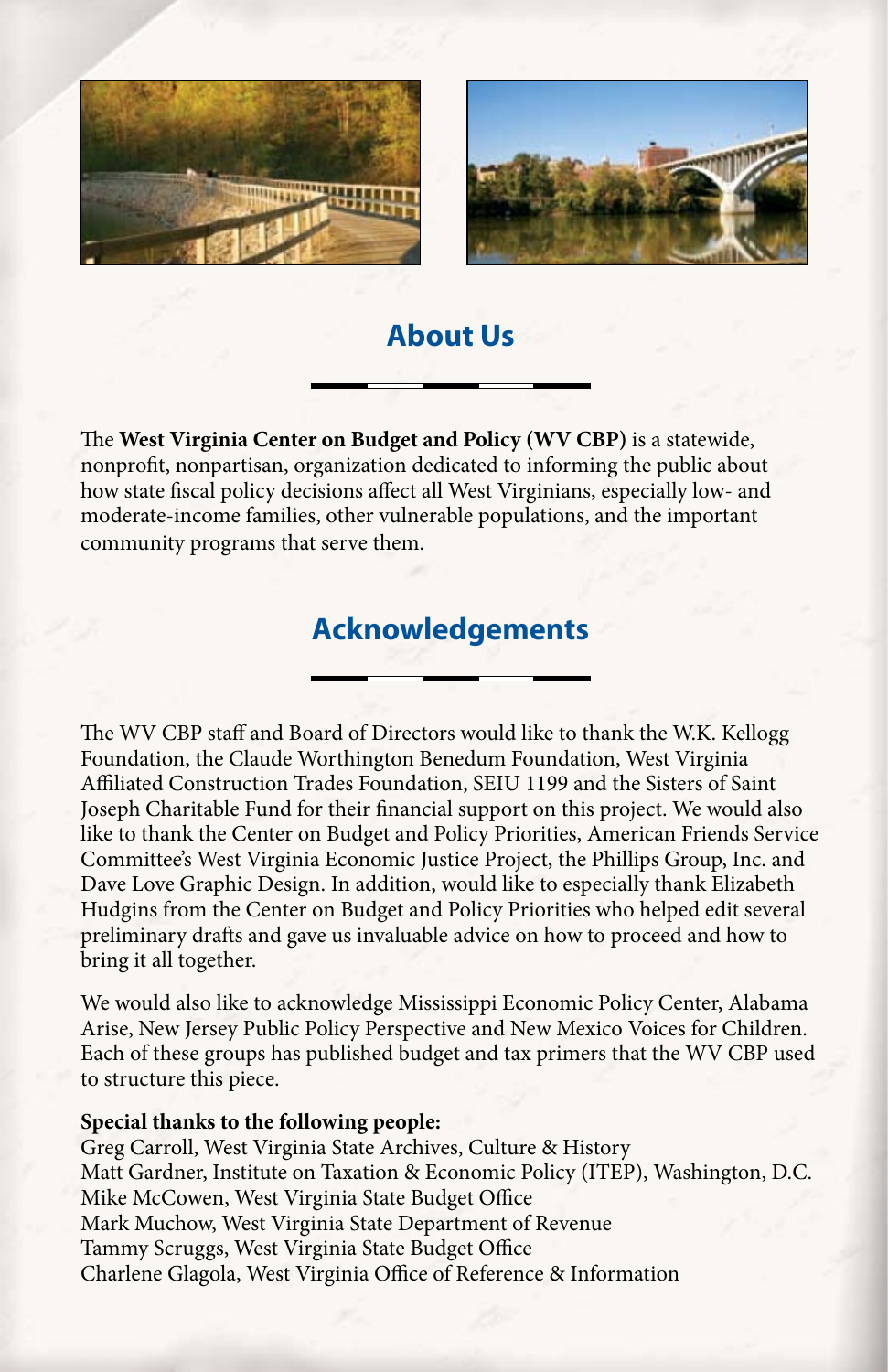## About Us

The **West Virginia Center on Budget and Policy (WV CBP)** is a statewide, nonprofit, nonpartisan, organization dedicated to informing the public about how state fiscal policy decisions affect all West Virginians, especially low- and moderate-income families, other vulnerable populations, and the important community programs that serve them.

## Acknowledgements

The WV CBP staff and Board of Directors would like to thank the W.K. Kellogg Foundation, the Claude Worthington Benedum Foundation, West Virginia Affiliated Construction Trades Foundation, SEIU 1199 and the Sisters of Saint Joseph Charitable Fund for their financial support on this project. We would also like to thank the Center on Budget and Policy Priorities, American Friends Service Committee's West Virginia Economic Justice Project, the Phillips Group, Inc. and Dave Love Graphic Design. In addition, would like to especially thank Elizabeth Hudgins from the Center on Budget and Policy Priorities who helped edit several preliminary drafts and gave us invaluable advice on how to proceed and how to bring it all together.

We would also like to acknowledge Mississippi Economic Policy Center, Alabama Arise, New Jersey Public Policy Perspective and New Mexico Voices for Children. Each of these groups has published budget and tax primers that the WV CBP used to structure this piece.

**Special thanks to the following people:**
Greg Carroll, West Virginia State Archives, Culture & History
Matt Gardner, Institute on Taxation & Economic Policy (ITEP), Washington, D.C.
Mike McCowen, West Virginia State Budget Office
Mark Muchow, West Virginia State Department of Revenue
Tammy Scruggs, West Virginia State Budget Office
Charlene Glagola, West Virginia Office of Reference & Information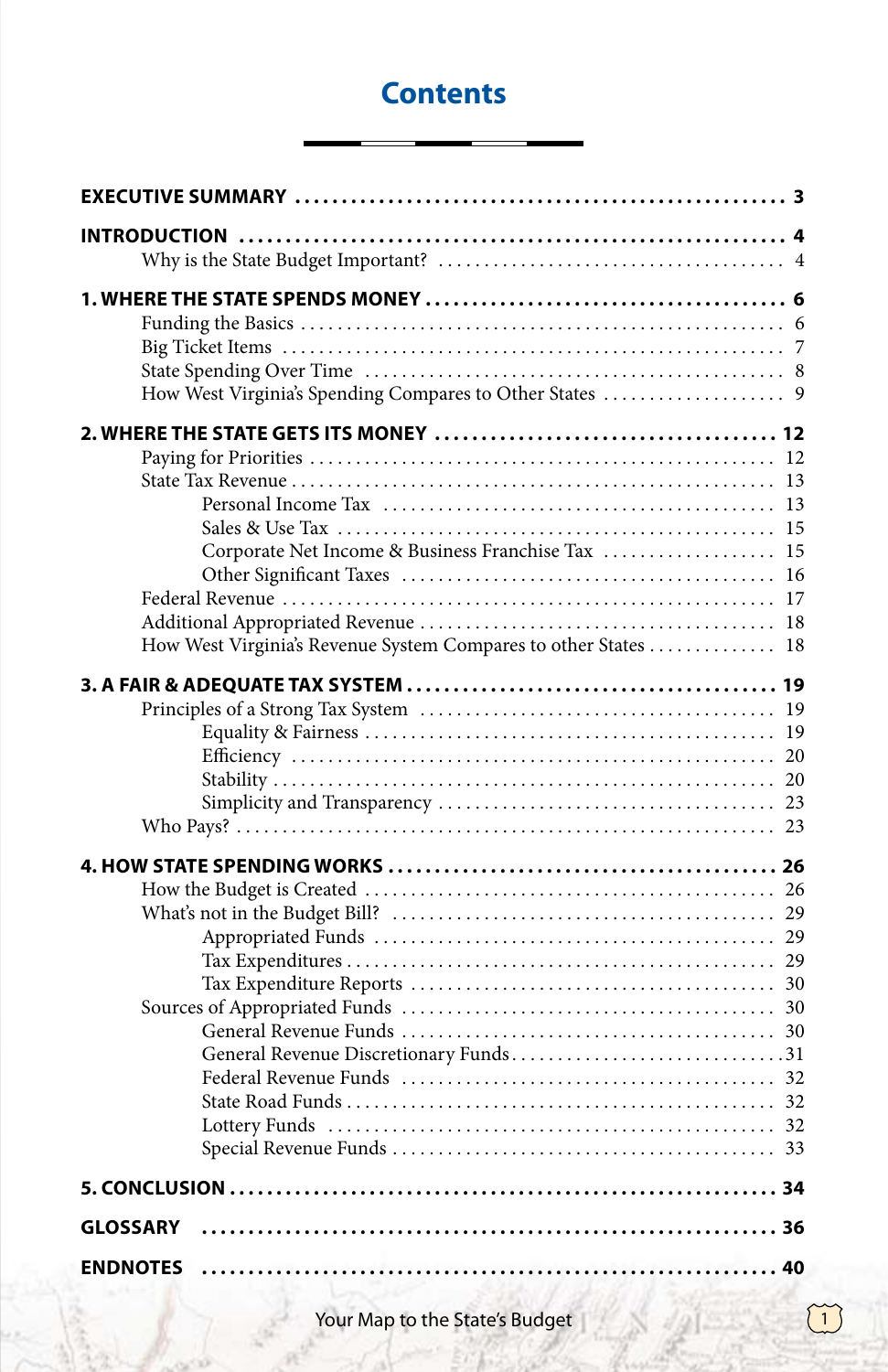# Contents

**EXECUTIVE SUMMARY** ........ **3**

**INTRODUCTION** ........ **4**
- Why is the State Budget Important? ........ 4

**1. WHERE THE STATE SPENDS MONEY** ........ **6**
- Funding the Basics ........ 6
- Big Ticket Items ........ 7
- State Spending Over Time ........ 8
- How West Virginia's Spending Compares to Other States ........ 9

**2. WHERE THE STATE GETS ITS MONEY** ........ **12**
- Paying for Priorities ........ 12
- State Tax Revenue ........ 13
  - Personal Income Tax ........ 13
  - Sales & Use Tax ........ 15
  - Corporate Net Income & Business Franchise Tax ........ 15
  - Other Significant Taxes ........ 16
- Federal Revenue ........ 17
- Additional Appropriated Revenue ........ 18
- How West Virginia's Revenue System Compares to other States ........ 18

**3. A FAIR & ADEQUATE TAX SYSTEM** ........ **19**
- Principles of a Strong Tax System ........ 19
  - Equality & Fairness ........ 19
  - Efficiency ........ 20
  - Stability ........ 20
  - Simplicity and Transparency ........ 23
- Who Pays? ........ 23

**4. HOW STATE SPENDING WORKS** ........ **26**
- How the Budget is Created ........ 26
- What's not in the Budget Bill? ........ 29
  - Appropriated Funds ........ 29
  - Tax Expenditures ........ 29
  - Tax Expenditure Reports ........ 30
- Sources of Appropriated Funds ........ 30
  - General Revenue Funds ........ 30
  - General Revenue Discretionary Funds ........ 31
  - Federal Revenue Funds ........ 32
  - State Road Funds ........ 32
  - Lottery Funds ........ 32
  - Special Revenue Funds ........ 33

**5. CONCLUSION** ........ **34**

**GLOSSARY** ........ **36**

**ENDNOTES** ........ **40**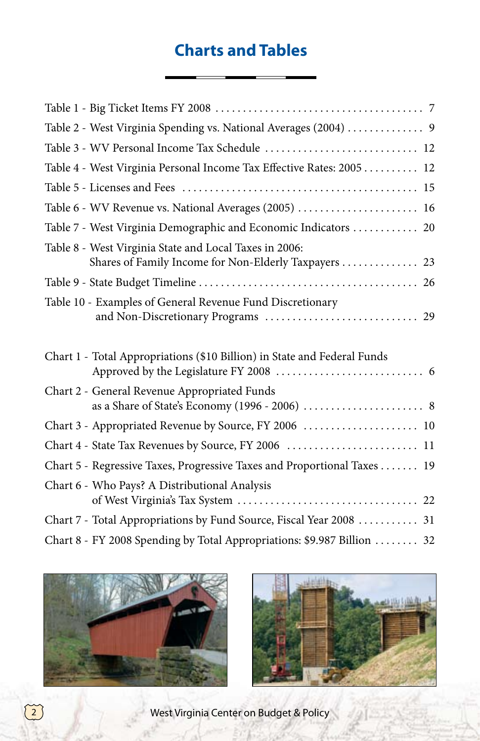# Charts and Tables

Table 1 - Big Ticket Items FY 2008 . . . . . . . . . . . . . . . . . . . . . . . . . . . . . . . . . . . . . 7

Table 2 - West Virginia Spending vs. National Averages (2004) . . . . . . . . . . . . . . 9

Table 3 - WV Personal Income Tax Schedule . . . . . . . . . . . . . . . . . . . . . . . . . . . . 12

Table 4 - West Virginia Personal Income Tax Effective Rates: 2005 . . . . . . . . . . 12

Table 5 - Licenses and Fees . . . . . . . . . . . . . . . . . . . . . . . . . . . . . . . . . . . . . . . . . 15

Table 6 - WV Revenue vs. National Averages (2005) . . . . . . . . . . . . . . . . . . . . . . 16

Table 7 - West Virginia Demographic and Economic Indicators . . . . . . . . . . . . 20

Table 8 - West Virginia State and Local Taxes in 2006: Shares of Family Income for Non-Elderly Taxpayers . . . . . . . . . . . . . . 23

Table 9 - State Budget Timeline . . . . . . . . . . . . . . . . . . . . . . . . . . . . . . . . . . . . . . . 26

Table 10 - Examples of General Revenue Fund Discretionary and Non-Discretionary Programs . . . . . . . . . . . . . . . . . . . . . . . . . . . . 29

Chart 1 - Total Appropriations ($10 Billion) in State and Federal Funds Approved by the Legislature FY 2008 . . . . . . . . . . . . . . . . . . . . . . . . . . . 6

Chart 2 - General Revenue Appropriated Funds as a Share of State's Economy (1996 - 2006) . . . . . . . . . . . . . . . . . . . . . . 8

Chart 3 - Appropriated Revenue by Source, FY 2006 . . . . . . . . . . . . . . . . . . . . . 10

Chart 4 - State Tax Revenues by Source, FY 2006 . . . . . . . . . . . . . . . . . . . . . . . 11

Chart 5 - Regressive Taxes, Progressive Taxes and Proportional Taxes . . . . . . . 19

Chart 6 - Who Pays? A Distributional Analysis of West Virginia's Tax System . . . . . . . . . . . . . . . . . . . . . . . . . . . . . . . . 22

Chart 7 - Total Appropriations by Fund Source, Fiscal Year 2008 . . . . . . . . . . . 31

Chart 8 - FY 2008 Spending by Total Appropriations: $9.987 Billion . . . . . . . . 32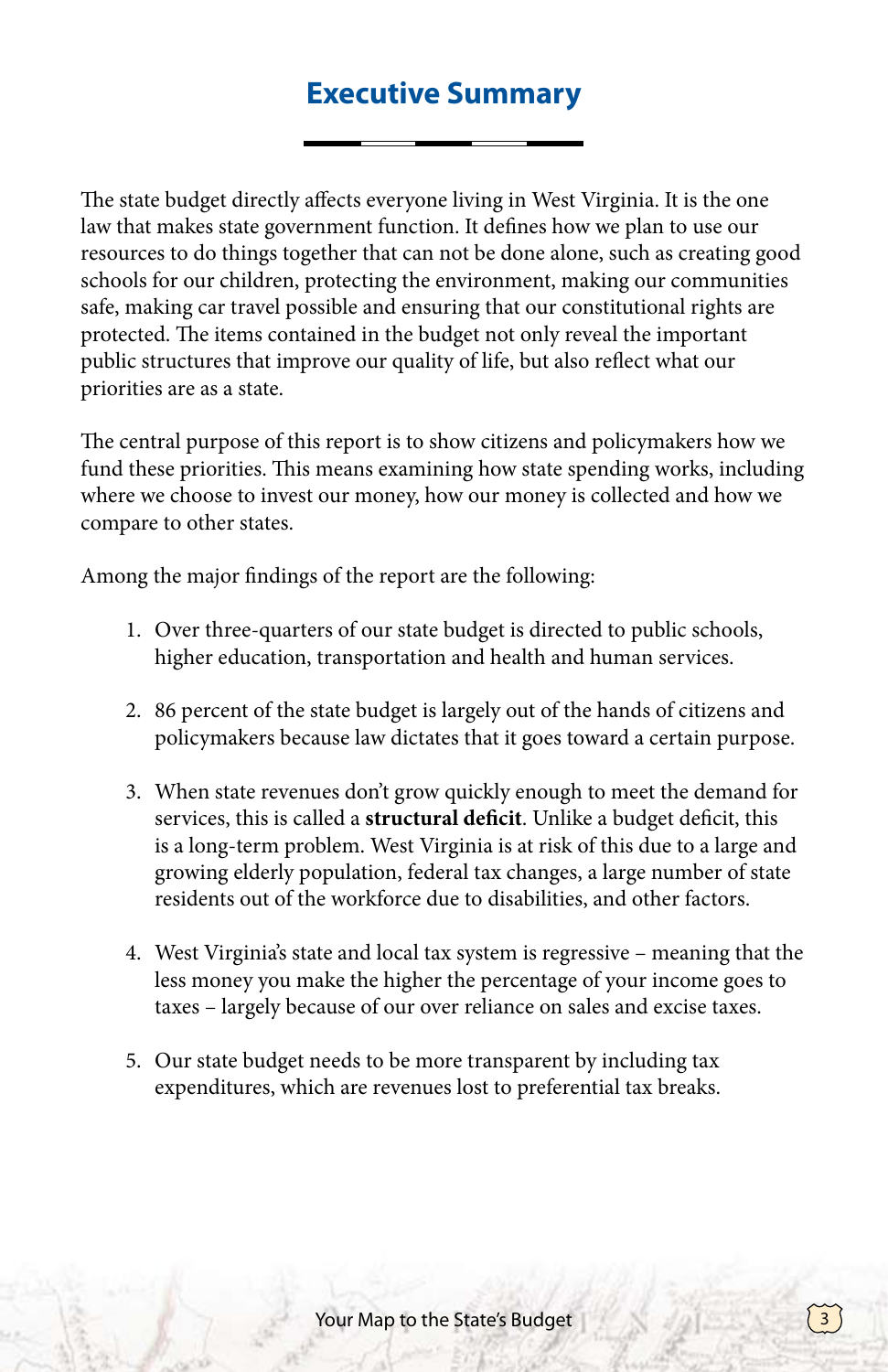# Executive Summary

The state budget directly affects everyone living in West Virginia. It is the one law that makes state government function. It defines how we plan to use our resources to do things together that can not be done alone, such as creating good schools for our children, protecting the environment, making our communities safe, making car travel possible and ensuring that our constitutional rights are protected. The items contained in the budget not only reveal the important public structures that improve our quality of life, but also reflect what our priorities are as a state.

The central purpose of this report is to show citizens and policymakers how we fund these priorities. This means examining how state spending works, including where we choose to invest our money, how our money is collected and how we compare to other states.

Among the major findings of the report are the following:

1. Over three-quarters of our state budget is directed to public schools, higher education, transportation and health and human services.

2. 86 percent of the state budget is largely out of the hands of citizens and policymakers because law dictates that it goes toward a certain purpose.

3. When state revenues don't grow quickly enough to meet the demand for services, this is called a **structural deficit**. Unlike a budget deficit, this is a long-term problem. West Virginia is at risk of this due to a large and growing elderly population, federal tax changes, a large number of state residents out of the workforce due to disabilities, and other factors.

4. West Virginia's state and local tax system is regressive – meaning that the less money you make the higher the percentage of your income goes to taxes – largely because of our over reliance on sales and excise taxes.

5. Our state budget needs to be more transparent by including tax expenditures, which are revenues lost to preferential tax breaks.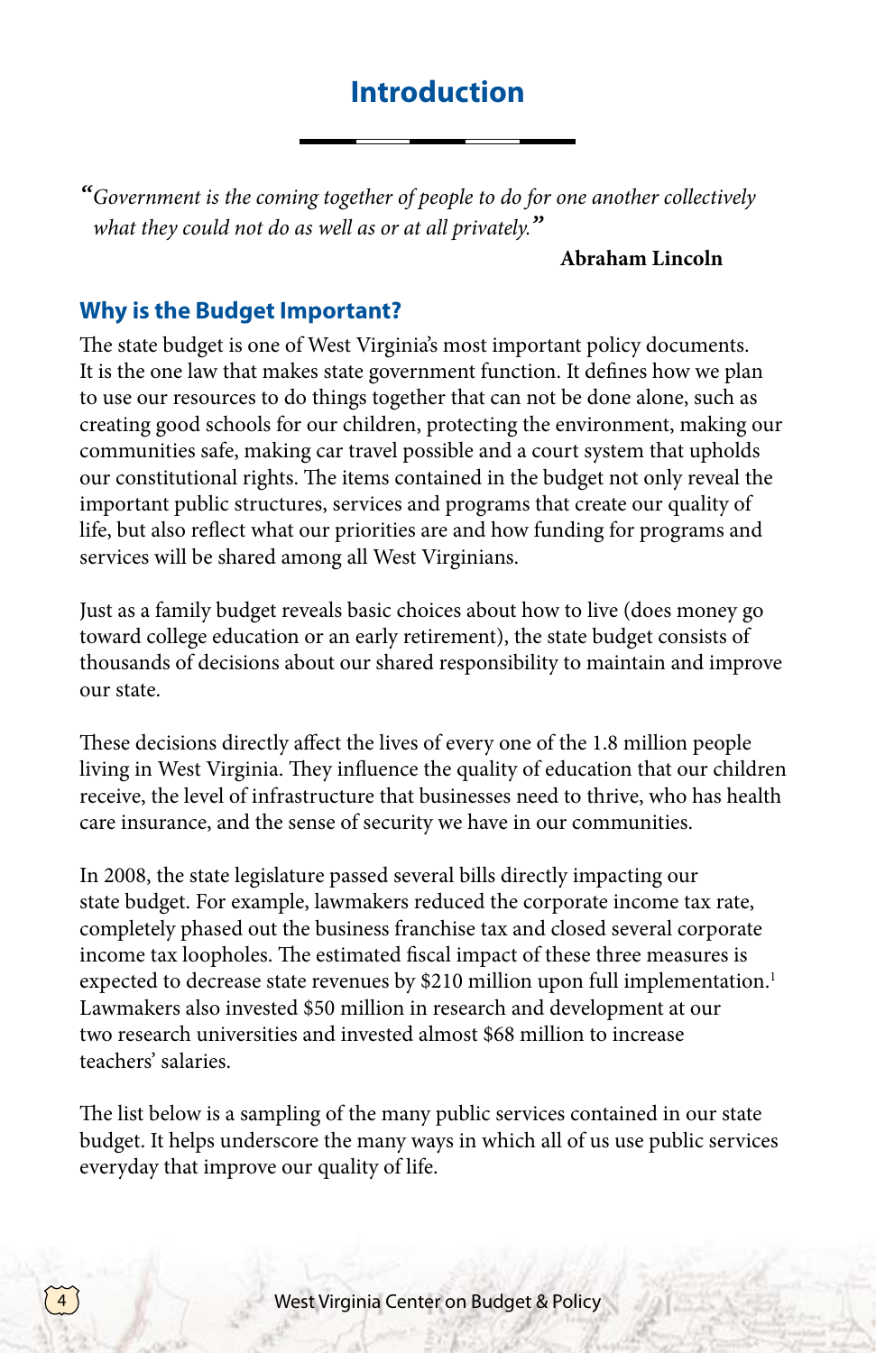# Introduction

*"Government is the coming together of people to do for one another collectively what they could not do as well as or at all privately."*

**Abraham Lincoln**

## Why is the Budget Important?

The state budget is one of West Virginia's most important policy documents. It is the one law that makes state government function. It defines how we plan to use our resources to do things together that can not be done alone, such as creating good schools for our children, protecting the environment, making our communities safe, making car travel possible and a court system that upholds our constitutional rights. The items contained in the budget not only reveal the important public structures, services and programs that create our quality of life, but also reflect what our priorities are and how funding for programs and services will be shared among all West Virginians.

Just as a family budget reveals basic choices about how to live (does money go toward college education or an early retirement), the state budget consists of thousands of decisions about our shared responsibility to maintain and improve our state.

These decisions directly affect the lives of every one of the 1.8 million people living in West Virginia. They influence the quality of education that our children receive, the level of infrastructure that businesses need to thrive, who has health care insurance, and the sense of security we have in our communities.

In 2008, the state legislature passed several bills directly impacting our state budget. For example, lawmakers reduced the corporate income tax rate, completely phased out the business franchise tax and closed several corporate income tax loopholes. The estimated fiscal impact of these three measures is expected to decrease state revenues by $210 million upon full implementation.[1] Lawmakers also invested $50 million in research and development at our two research universities and invested almost $68 million to increase teachers' salaries.

The list below is a sampling of the many public services contained in our state budget. It helps underscore the many ways in which all of us use public services everyday that improve our quality of life.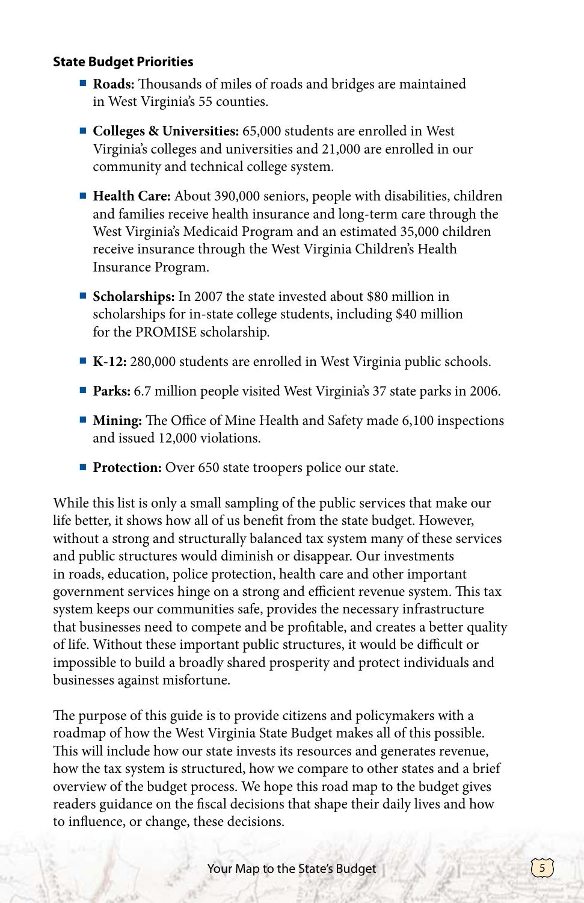**State Budget Priorities**

- **Roads:** Thousands of miles of roads and bridges are maintained in West Virginia's 55 counties.
- **Colleges & Universities:** 65,000 students are enrolled in West Virginia's colleges and universities and 21,000 are enrolled in our community and technical college system.
- **Health Care:** About 390,000 seniors, people with disabilities, children and families receive health insurance and long-term care through the West Virginia's Medicaid Program and an estimated 35,000 children receive insurance through the West Virginia Children's Health Insurance Program.
- **Scholarships:** In 2007 the state invested about $80 million in scholarships for in-state college students, including $40 million for the PROMISE scholarship.
- **K-12:** 280,000 students are enrolled in West Virginia public schools.
- **Parks:** 6.7 million people visited West Virginia's 37 state parks in 2006.
- **Mining:** The Office of Mine Health and Safety made 6,100 inspections and issued 12,000 violations.
- **Protection:** Over 650 state troopers police our state.

While this list is only a small sampling of the public services that make our life better, it shows how all of us benefit from the state budget. However, without a strong and structurally balanced tax system many of these services and public structures would diminish or disappear. Our investments in roads, education, police protection, health care and other important government services hinge on a strong and efficient revenue system. This tax system keeps our communities safe, provides the necessary infrastructure that businesses need to compete and be profitable, and creates a better quality of life. Without these important public structures, it would be difficult or impossible to build a broadly shared prosperity and protect individuals and businesses against misfortune.

The purpose of this guide is to provide citizens and policymakers with a roadmap of how the West Virginia State Budget makes all of this possible. This will include how our state invests its resources and generates revenue, how the tax system is structured, how we compare to other states and a brief overview of the budget process. We hope this road map to the budget gives readers guidance on the fiscal decisions that shape their daily lives and how to influence, or change, these decisions.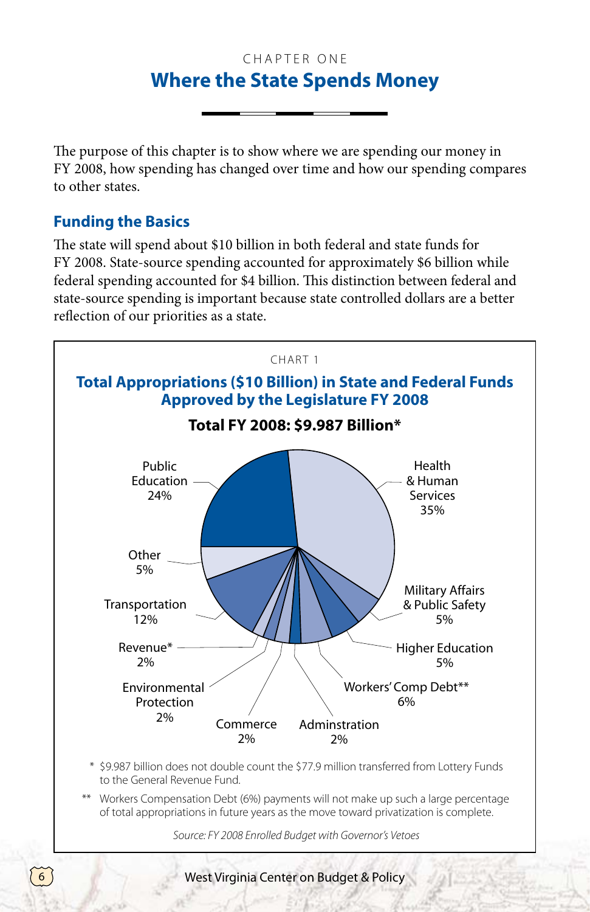CHAPTER ONE

# Where the State Spends Money

The purpose of this chapter is to show where we are spending our money in FY 2008, how spending has changed over time and how our spending compares to other states.

## Funding the Basics

The state will spend about $10 billion in both federal and state funds for FY 2008. State-source spending accounted for approximately $6 billion while federal spending accounted for $4 billion. This distinction between federal and state-source spending is important because state controlled dollars are a better reflection of our priorities as a state.

CHART 1

**Total Appropriations ($10 Billion) in State and Federal Funds Approved by the Legislature FY 2008**

**Total FY 2008: $9.987 Billion***

| Category | Percent |
|---|---|
| Health & Human Services | 35% |
| Public Education | 24% |
| Transportation | 12% |
| Workers' Comp Debt** | 6% |
| Military Affairs & Public Safety | 5% |
| Higher Education | 5% |
| Other | 5% |
| Revenue* | 2% |
| Environmental Protection | 2% |
| Commerce | 2% |
| Adminstration | 2% |

\* $9.987 billion does not double count the $77.9 million transferred from Lottery Funds to the General Revenue Fund.

\*\* Workers Compensation Debt (6%) payments will not make up such a large percentage of total appropriations in future years as the move toward privatization is complete.

*Source: FY 2008 Enrolled Budget with Governor's Vetoes*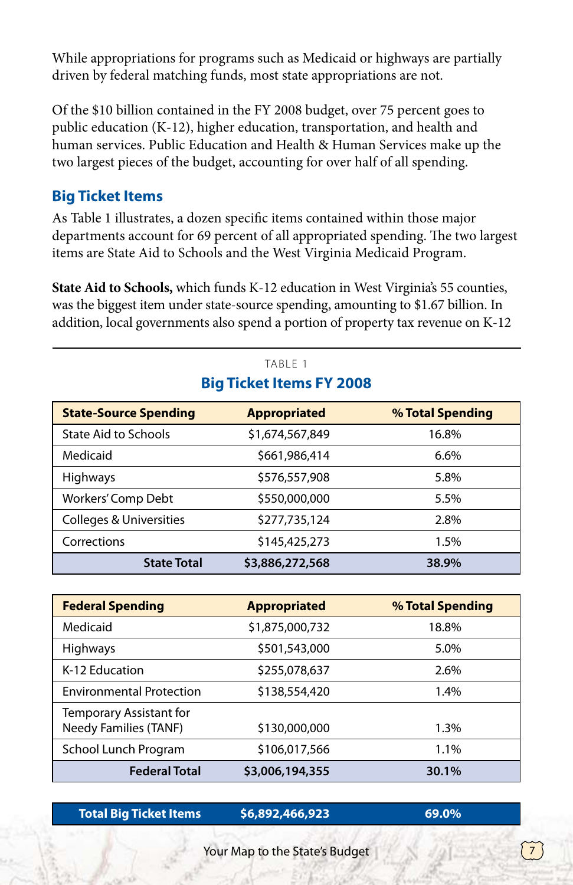While appropriations for programs such as Medicaid or highways are partially driven by federal matching funds, most state appropriations are not.

Of the $10 billion contained in the FY 2008 budget, over 75 percent goes to public education (K-12), higher education, transportation, and health and human services. Public Education and Health & Human Services make up the two largest pieces of the budget, accounting for over half of all spending.

## Big Ticket Items

As Table 1 illustrates, a dozen specific items contained within those major departments account for 69 percent of all appropriated spending. The two largest items are State Aid to Schools and the West Virginia Medicaid Program.

**State Aid to Schools,** which funds K-12 education in West Virginia's 55 counties, was the biggest item under state-source spending, amounting to $1.67 billion. In addition, local governments also spend a portion of property tax revenue on K-12

TABLE 1

### Big Ticket Items FY 2008

| State-Source Spending | Appropriated | % Total Spending |
|---|---|---|
| State Aid to Schools | $1,674,567,849 | 16.8% |
| Medicaid | $661,986,414 | 6.6% |
| Highways | $576,557,908 | 5.8% |
| Workers' Comp Debt | $550,000,000 | 5.5% |
| Colleges & Universities | $277,735,124 | 2.8% |
| Corrections | $145,425,273 | 1.5% |
| **State Total** | **$3,886,272,568** | **38.9%** |

| Federal Spending | Appropriated | % Total Spending |
|---|---|---|
| Medicaid | $1,875,000,732 | 18.8% |
| Highways | $501,543,000 | 5.0% |
| K-12 Education | $255,078,637 | 2.6% |
| Environmental Protection | $138,554,420 | 1.4% |
| Temporary Assistant for Needy Families (TANF) | $130,000,000 | 1.3% |
| School Lunch Program | $106,017,566 | 1.1% |
| **Federal Total** | **$3,006,194,355** | **30.1%** |

| Total Big Ticket Items | $6,892,466,923 | 69.0% |
|---|---|---|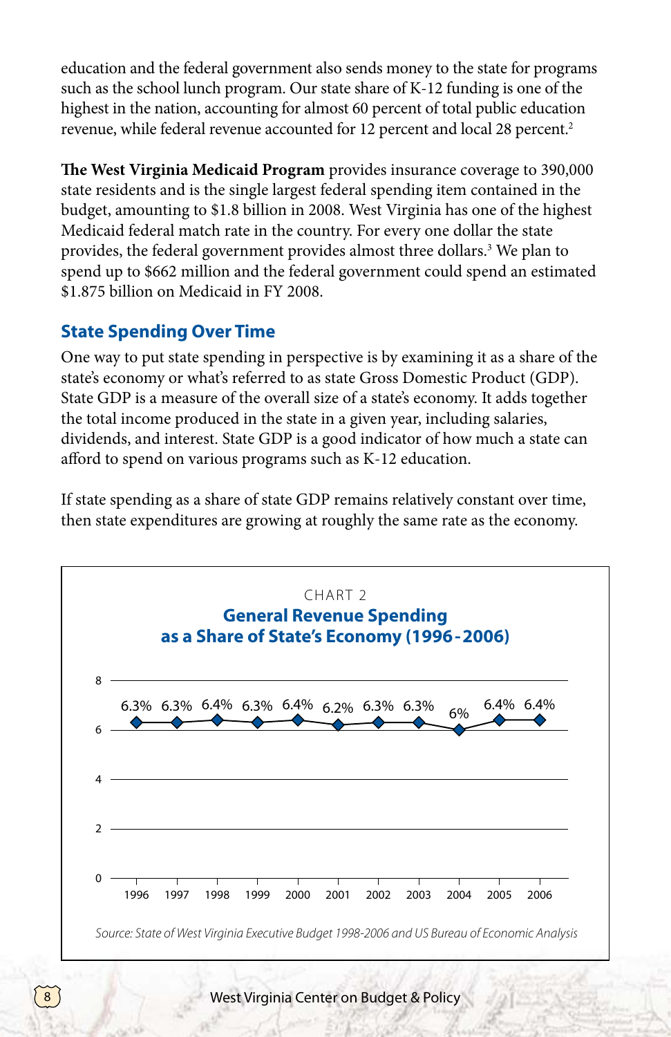education and the federal government also sends money to the state for programs such as the school lunch program. Our state share of K-12 funding is one of the highest in the nation, accounting for almost 60 percent of total public education revenue, while federal revenue accounted for 12 percent and local 28 percent.[2]

**The West Virginia Medicaid Program** provides insurance coverage to 390,000 state residents and is the single largest federal spending item contained in the budget, amounting to $1.8 billion in 2008. West Virginia has one of the highest Medicaid federal match rate in the country. For every one dollar the state provides, the federal government provides almost three dollars.[3] We plan to spend up to $662 million and the federal government could spend an estimated $1.875 billion on Medicaid in FY 2008.

## State Spending Over Time

One way to put state spending in perspective is by examining it as a share of the state's economy or what's referred to as state Gross Domestic Product (GDP). State GDP is a measure of the overall size of a state's economy. It adds together the total income produced in the state in a given year, including salaries, dividends, and interest. State GDP is a good indicator of how much a state can afford to spend on various programs such as K-12 education.

If state spending as a share of state GDP remains relatively constant over time, then state expenditures are growing at roughly the same rate as the economy.

CHART 2

**General Revenue Spending as a Share of State's Economy (1996-2006)**

| Year | Share |
|---|---|
| 1996 | 6.3% |
| 1997 | 6.3% |
| 1998 | 6.4% |
| 1999 | 6.3% |
| 2000 | 6.4% |
| 2001 | 6.2% |
| 2002 | 6.3% |
| 2003 | 6.3% |
| 2004 | 6% |
| 2005 | 6.4% |
| 2006 | 6.4% |

*Source: State of West Virginia Executive Budget 1998-2006 and US Bureau of Economic Analysis*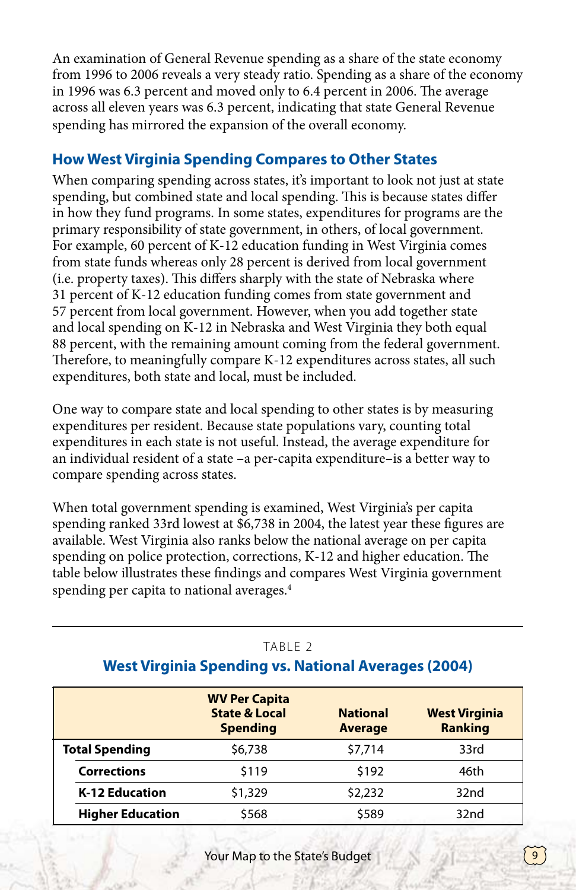An examination of General Revenue spending as a share of the state economy from 1996 to 2006 reveals a very steady ratio. Spending as a share of the economy in 1996 was 6.3 percent and moved only to 6.4 percent in 2006. The average across all eleven years was 6.3 percent, indicating that state General Revenue spending has mirrored the expansion of the overall economy.

## How West Virginia Spending Compares to Other States

When comparing spending across states, it's important to look not just at state spending, but combined state and local spending. This is because states differ in how they fund programs. In some states, expenditures for programs are the primary responsibility of state government, in others, of local government. For example, 60 percent of K-12 education funding in West Virginia comes from state funds whereas only 28 percent is derived from local government (i.e. property taxes). This differs sharply with the state of Nebraska where 31 percent of K-12 education funding comes from state government and 57 percent from local government. However, when you add together state and local spending on K-12 in Nebraska and West Virginia they both equal 88 percent, with the remaining amount coming from the federal government. Therefore, to meaningfully compare K-12 expenditures across states, all such expenditures, both state and local, must be included.

One way to compare state and local spending to other states is by measuring expenditures per resident. Because state populations vary, counting total expenditures in each state is not useful. Instead, the average expenditure for an individual resident of a state –a per-capita expenditure– is a better way to compare spending across states.

When total government spending is examined, West Virginia's per capita spending ranked 33rd lowest at $6,738 in 2004, the latest year these figures are available. West Virginia also ranks below the national average on per capita spending on police protection, corrections, K-12 and higher education. The table below illustrates these findings and compares West Virginia government spending per capita to national averages.[4]

TABLE 2

**West Virginia Spending vs. National Averages (2004)**

| | WV Per Capita State & Local Spending | National Average | West Virginia Ranking |
|---|---|---|---|
| **Total Spending** | $6,738 | $7,714 | 33rd |
| **Corrections** | $119 | $192 | 46th |
| **K-12 Education** | $1,329 | $2,232 | 32nd |
| **Higher Education** | $568 | $589 | 32nd |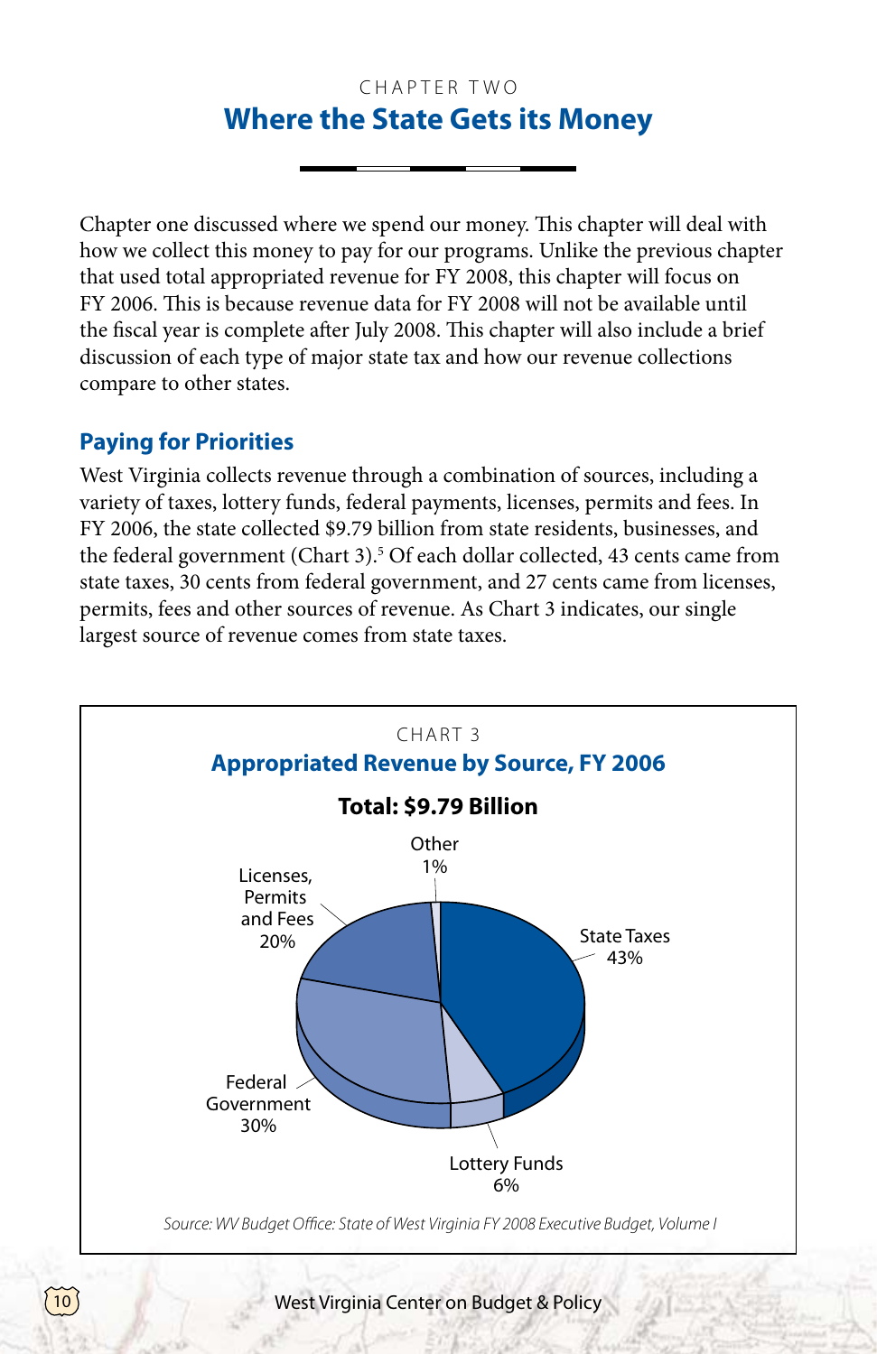CHAPTER TWO

# Where the State Gets its Money

Chapter one discussed where we spend our money. This chapter will deal with how we collect this money to pay for our programs. Unlike the previous chapter that used total appropriated revenue for FY 2008, this chapter will focus on FY 2006. This is because revenue data for FY 2008 will not be available until the fiscal year is complete after July 2008. This chapter will also include a brief discussion of each type of major state tax and how our revenue collections compare to other states.

## Paying for Priorities

West Virginia collects revenue through a combination of sources, including a variety of taxes, lottery funds, federal payments, licenses, permits and fees. In FY 2006, the state collected $9.79 billion from state residents, businesses, and the federal government (Chart 3).[5] Of each dollar collected, 43 cents came from state taxes, 30 cents from federal government, and 27 cents came from licenses, permits, fees and other sources of revenue. As Chart 3 indicates, our single largest source of revenue comes from state taxes.

CHART 3

**Appropriated Revenue by Source, FY 2006**

**Total: $9.79 Billion**

| Source | Share |
|---|---|
| State Taxes | 43% |
| Federal Government | 30% |
| Licenses, Permits and Fees | 20% |
| Lottery Funds | 6% |
| Other | 1% |

*Source: WV Budget Office: State of West Virginia FY 2008 Executive Budget, Volume I*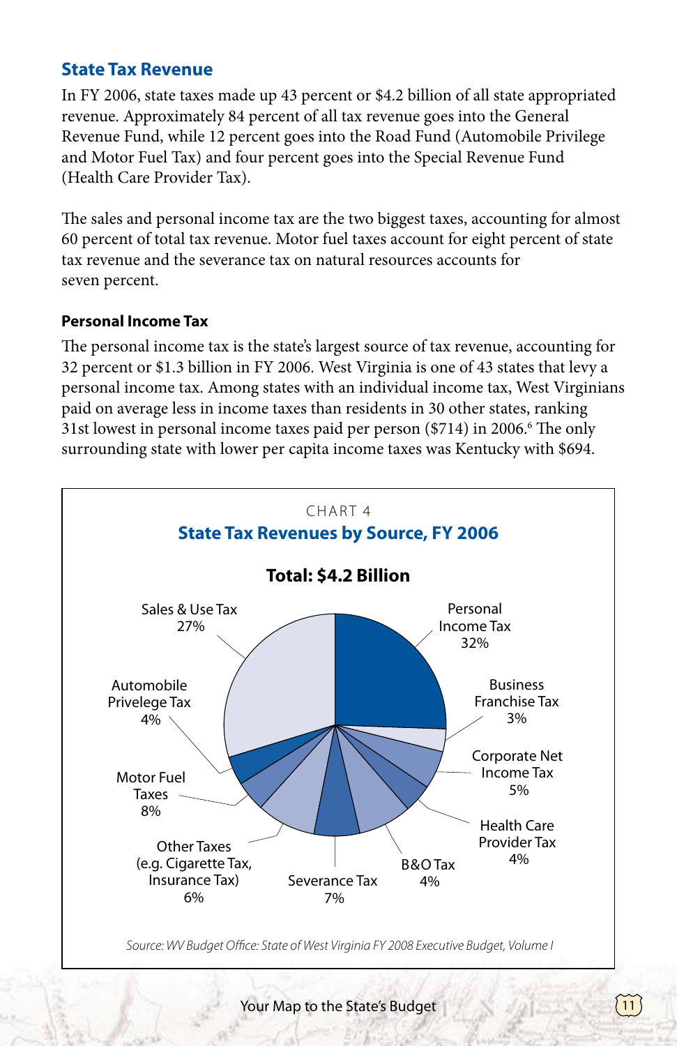## State Tax Revenue

In FY 2006, state taxes made up 43 percent or $4.2 billion of all state appropriated revenue. Approximately 84 percent of all tax revenue goes into the General Revenue Fund, while 12 percent goes into the Road Fund (Automobile Privilege and Motor Fuel Tax) and four percent goes into the Special Revenue Fund (Health Care Provider Tax).

The sales and personal income tax are the two biggest taxes, accounting for almost 60 percent of total tax revenue. Motor fuel taxes account for eight percent of state tax revenue and the severance tax on natural resources accounts for seven percent.

### Personal Income Tax

The personal income tax is the state's largest source of tax revenue, accounting for 32 percent or $1.3 billion in FY 2006. West Virginia is one of 43 states that levy a personal income tax. Among states with an individual income tax, West Virginians paid on average less in income taxes than residents in 30 other states, ranking 31st lowest in personal income taxes paid per person ($714) in 2006.[6] The only surrounding state with lower per capita income taxes was Kentucky with $694.

CHART 4

**State Tax Revenues by Source, FY 2006**

**Total: $4.2 Billion**

| Source | Share |
|---|---|
| Personal Income Tax | 32% |
| Business Franchise Tax | 3% |
| Corporate Net Income Tax | 5% |
| Health Care Provider Tax | 4% |
| B&O Tax | 4% |
| Severance Tax | 7% |
| Other Taxes (e.g. Cigarette Tax, Insurance Tax) | 6% |
| Motor Fuel Taxes | 8% |
| Automobile Privelege Tax | 4% |
| Sales & Use Tax | 27% |

*Source: WV Budget Office: State of West Virginia FY 2008 Executive Budget, Volume I*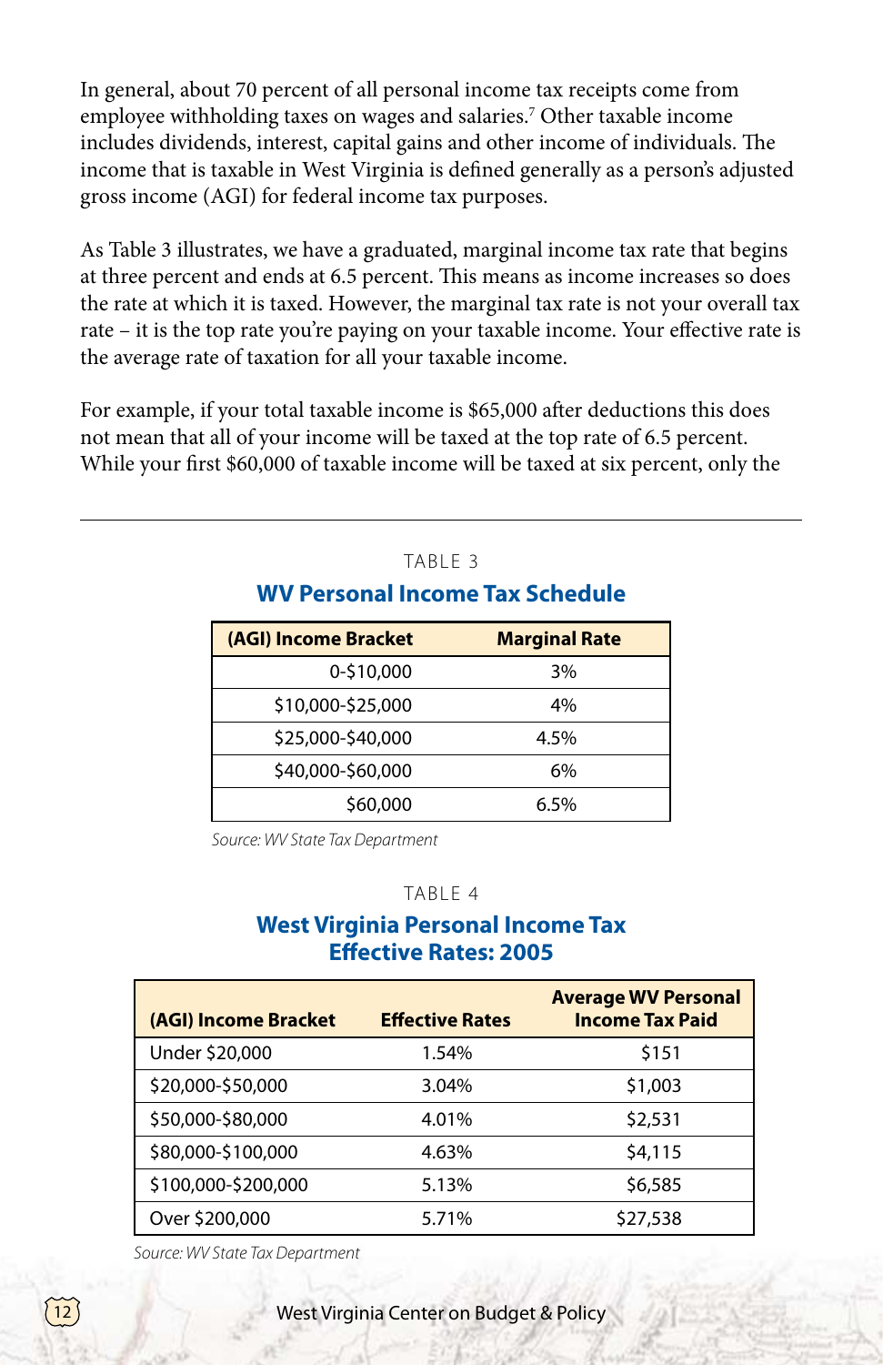In general, about 70 percent of all personal income tax receipts come from employee withholding taxes on wages and salaries.[7] Other taxable income includes dividends, interest, capital gains and other income of individuals. The income that is taxable in West Virginia is defined generally as a person's adjusted gross income (AGI) for federal income tax purposes.

As Table 3 illustrates, we have a graduated, marginal income tax rate that begins at three percent and ends at 6.5 percent. This means as income increases so does the rate at which it is taxed. However, the marginal tax rate is not your overall tax rate – it is the top rate you're paying on your taxable income. Your effective rate is the average rate of taxation for all your taxable income.

For example, if your total taxable income is $65,000 after deductions this does not mean that all of your income will be taxed at the top rate of 6.5 percent. While your first $60,000 of taxable income will be taxed at six percent, only the

TABLE 3

### WV Personal Income Tax Schedule

| (AGI) Income Bracket | Marginal Rate |
|---|---|
| 0-$10,000 | 3% |
| $10,000-$25,000 | 4% |
| $25,000-$40,000 | 4.5% |
| $40,000-$60,000 | 6% |
| $60,000 | 6.5% |

*Source: WV State Tax Department*

TABLE 4

### West Virginia Personal Income Tax Effective Rates: 2005

| (AGI) Income Bracket | Effective Rates | Average WV Personal Income Tax Paid |
|---|---|---|
| Under $20,000 | 1.54% | $151 |
| $20,000-$50,000 | 3.04% | $1,003 |
| $50,000-$80,000 | 4.01% | $2,531 |
| $80,000-$100,000 | 4.63% | $4,115 |
| $100,000-$200,000 | 5.13% | $6,585 |
| Over $200,000 | 5.71% | $27,538 |

*Source: WV State Tax Department*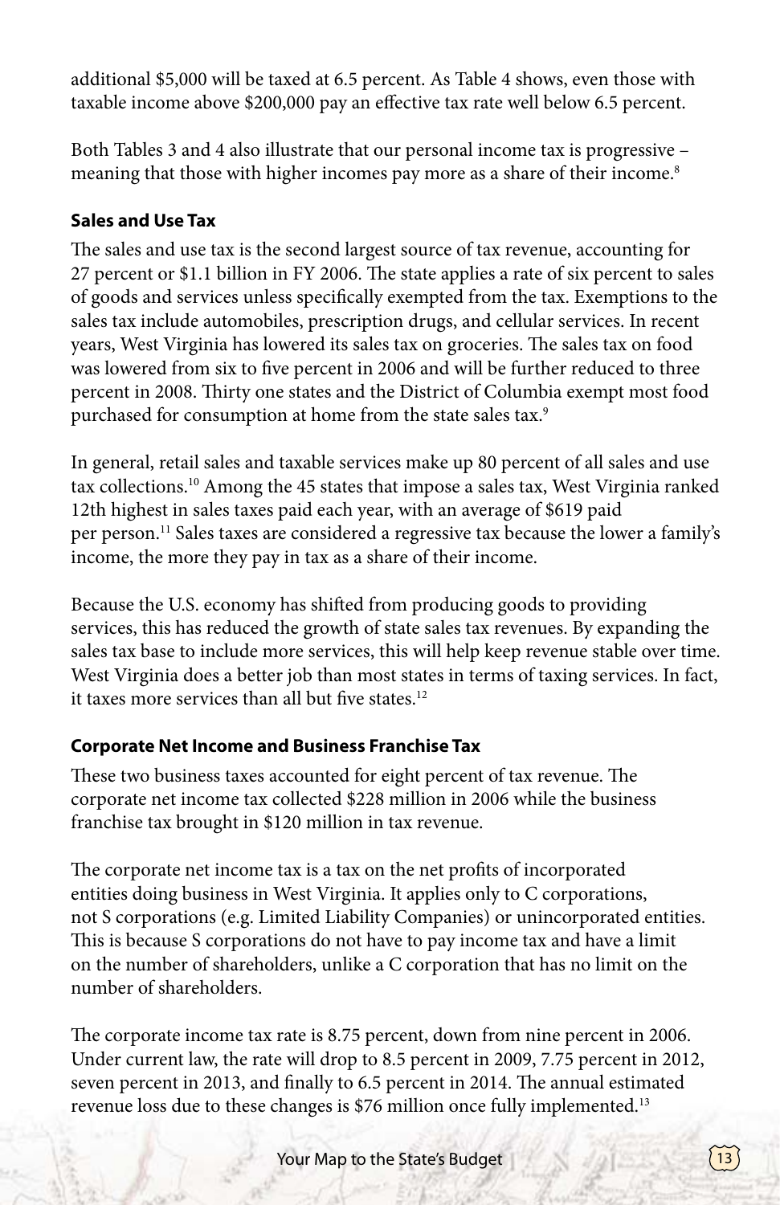additional $5,000 will be taxed at 6.5 percent. As Table 4 shows, even those with taxable income above $200,000 pay an effective tax rate well below 6.5 percent.

Both Tables 3 and 4 also illustrate that our personal income tax is progressive – meaning that those with higher incomes pay more as a share of their income.[8]

### Sales and Use Tax

The sales and use tax is the second largest source of tax revenue, accounting for 27 percent or $1.1 billion in FY 2006. The state applies a rate of six percent to sales of goods and services unless specifically exempted from the tax. Exemptions to the sales tax include automobiles, prescription drugs, and cellular services. In recent years, West Virginia has lowered its sales tax on groceries. The sales tax on food was lowered from six to five percent in 2006 and will be further reduced to three percent in 2008. Thirty one states and the District of Columbia exempt most food purchased for consumption at home from the state sales tax.[9]

In general, retail sales and taxable services make up 80 percent of all sales and use tax collections.[10] Among the 45 states that impose a sales tax, West Virginia ranked 12th highest in sales taxes paid each year, with an average of $619 paid per person.[11] Sales taxes are considered a regressive tax because the lower a family's income, the more they pay in tax as a share of their income.

Because the U.S. economy has shifted from producing goods to providing services, this has reduced the growth of state sales tax revenues. By expanding the sales tax base to include more services, this will help keep revenue stable over time. West Virginia does a better job than most states in terms of taxing services. In fact, it taxes more services than all but five states.[12]

### Corporate Net Income and Business Franchise Tax

These two business taxes accounted for eight percent of tax revenue. The corporate net income tax collected $228 million in 2006 while the business franchise tax brought in $120 million in tax revenue.

The corporate net income tax is a tax on the net profits of incorporated entities doing business in West Virginia. It applies only to C corporations, not S corporations (e.g. Limited Liability Companies) or unincorporated entities. This is because S corporations do not have to pay income tax and have a limit on the number of shareholders, unlike a C corporation that has no limit on the number of shareholders.

The corporate income tax rate is 8.75 percent, down from nine percent in 2006. Under current law, the rate will drop to 8.5 percent in 2009, 7.75 percent in 2012, seven percent in 2013, and finally to 6.5 percent in 2014. The annual estimated revenue loss due to these changes is $76 million once fully implemented.[13]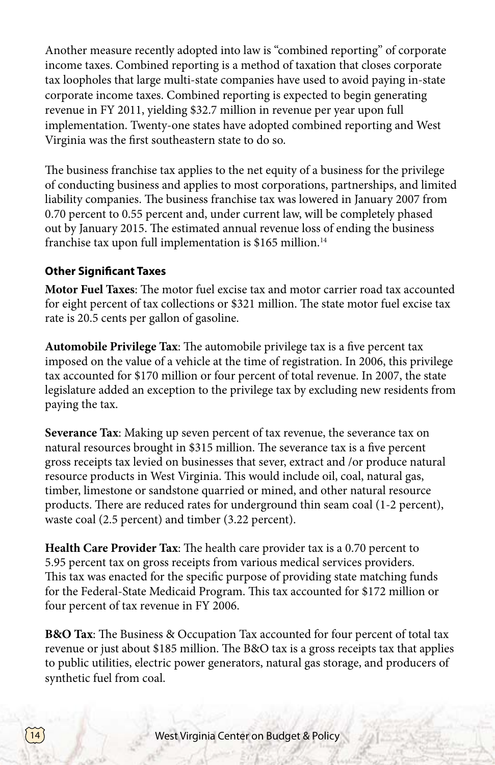Another measure recently adopted into law is "combined reporting" of corporate income taxes. Combined reporting is a method of taxation that closes corporate tax loopholes that large multi-state companies have used to avoid paying in-state corporate income taxes. Combined reporting is expected to begin generating revenue in FY 2011, yielding $32.7 million in revenue per year upon full implementation. Twenty-one states have adopted combined reporting and West Virginia was the first southeastern state to do so.

The business franchise tax applies to the net equity of a business for the privilege of conducting business and applies to most corporations, partnerships, and limited liability companies. The business franchise tax was lowered in January 2007 from 0.70 percent to 0.55 percent and, under current law, will be completely phased out by January 2015. The estimated annual revenue loss of ending the business franchise tax upon full implementation is $165 million.[14]

### Other Significant Taxes

**Motor Fuel Taxes**: The motor fuel excise tax and motor carrier road tax accounted for eight percent of tax collections or $321 million. The state motor fuel excise tax rate is 20.5 cents per gallon of gasoline.

**Automobile Privilege Tax**: The automobile privilege tax is a five percent tax imposed on the value of a vehicle at the time of registration. In 2006, this privilege tax accounted for $170 million or four percent of total revenue. In 2007, the state legislature added an exception to the privilege tax by excluding new residents from paying the tax.

**Severance Tax**: Making up seven percent of tax revenue, the severance tax on natural resources brought in $315 million. The severance tax is a five percent gross receipts tax levied on businesses that sever, extract and /or produce natural resource products in West Virginia. This would include oil, coal, natural gas, timber, limestone or sandstone quarried or mined, and other natural resource products. There are reduced rates for underground thin seam coal (1-2 percent), waste coal (2.5 percent) and timber (3.22 percent).

**Health Care Provider Tax**: The health care provider tax is a 0.70 percent to 5.95 percent tax on gross receipts from various medical services providers. This tax was enacted for the specific purpose of providing state matching funds for the Federal-State Medicaid Program. This tax accounted for $172 million or four percent of tax revenue in FY 2006.

**B&O Tax**: The Business & Occupation Tax accounted for four percent of total tax revenue or just about $185 million. The B&O tax is a gross receipts tax that applies to public utilities, electric power generators, natural gas storage, and producers of synthetic fuel from coal.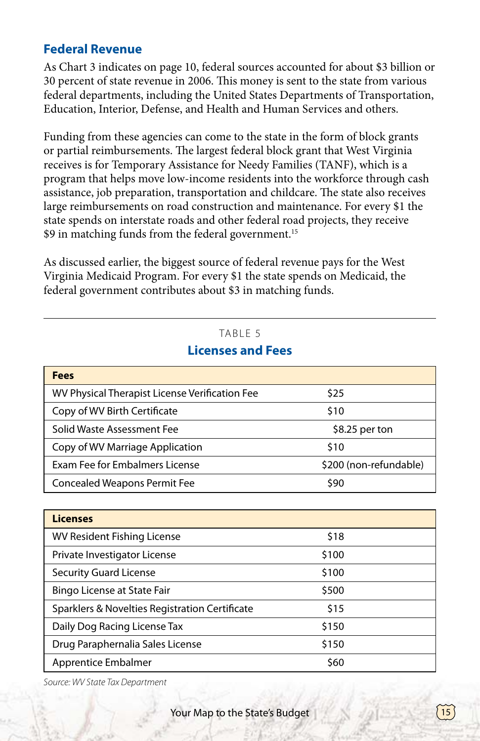## Federal Revenue

As Chart 3 indicates on page 10, federal sources accounted for about $3 billion or 30 percent of state revenue in 2006. This money is sent to the state from various federal departments, including the United States Departments of Transportation, Education, Interior, Defense, and Health and Human Services and others.

Funding from these agencies can come to the state in the form of block grants or partial reimbursements. The largest federal block grant that West Virginia receives is for Temporary Assistance for Needy Families (TANF), which is a program that helps move low-income residents into the workforce through cash assistance, job preparation, transportation and childcare. The state also receives large reimbursements on road construction and maintenance. For every $1 the state spends on interstate roads and other federal road projects, they receive $9 in matching funds from the federal government.[15]

As discussed earlier, the biggest source of federal revenue pays for the West Virginia Medicaid Program. For every $1 the state spends on Medicaid, the federal government contributes about $3 in matching funds.

TABLE 5

### Licenses and Fees

| Fees | |
|---|---|
| WV Physical Therapist License Verification Fee | $25 |
| Copy of WV Birth Certificate | $10 |
| Solid Waste Assessment Fee | $8.25 per ton |
| Copy of WV Marriage Application | $10 |
| Exam Fee for Embalmers License | $200 (non-refundable) |
| Concealed Weapons Permit Fee | $90 |

| Licenses | |
|---|---|
| WV Resident Fishing License | $18 |
| Private Investigator License | $100 |
| Security Guard License | $100 |
| Bingo License at State Fair | $500 |
| Sparklers & Novelties Registration Certificate | $15 |
| Daily Dog Racing License Tax | $150 |
| Drug Paraphernalia Sales License | $150 |
| Apprentice Embalmer | $60 |

*Source: WV State Tax Department*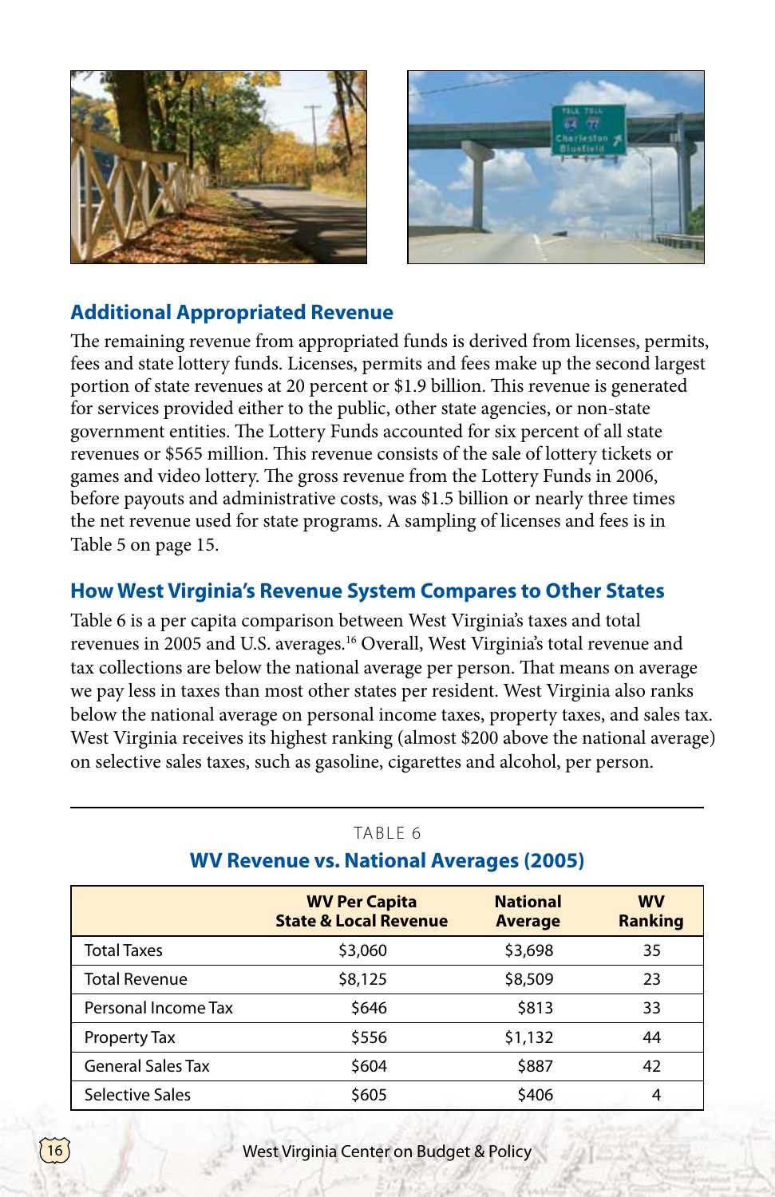## Additional Appropriated Revenue

The remaining revenue from appropriated funds is derived from licenses, permits, fees and state lottery funds. Licenses, permits and fees make up the second largest portion of state revenues at 20 percent or $1.9 billion. This revenue is generated for services provided either to the public, other state agencies, or non-state government entities. The Lottery Funds accounted for six percent of all state revenues or $565 million. This revenue consists of the sale of lottery tickets or games and video lottery. The gross revenue from the Lottery Funds in 2006, before payouts and administrative costs, was $1.5 billion or nearly three times the net revenue used for state programs. A sampling of licenses and fees is in Table 5 on page 15.

## How West Virginia's Revenue System Compares to Other States

Table 6 is a per capita comparison between West Virginia's taxes and total revenues in 2005 and U.S. averages.[16] Overall, West Virginia's total revenue and tax collections are below the national average per person. That means on average we pay less in taxes than most other states per resident. West Virginia also ranks below the national average on personal income taxes, property taxes, and sales tax. West Virginia receives its highest ranking (almost $200 above the national average) on selective sales taxes, such as gasoline, cigarettes and alcohol, per person.

TABLE 6

**WV Revenue vs. National Averages (2005)**

| | WV Per Capita State & Local Revenue | National Average | WV Ranking |
|---|---|---|---|
| Total Taxes | $3,060 | $3,698 | 35 |
| Total Revenue | $8,125 | $8,509 | 23 |
| Personal Income Tax | $646 | $813 | 33 |
| Property Tax | $556 | $1,132 | 44 |
| General Sales Tax | $604 | $887 | 42 |
| Selective Sales | $605 | $406 | 4 |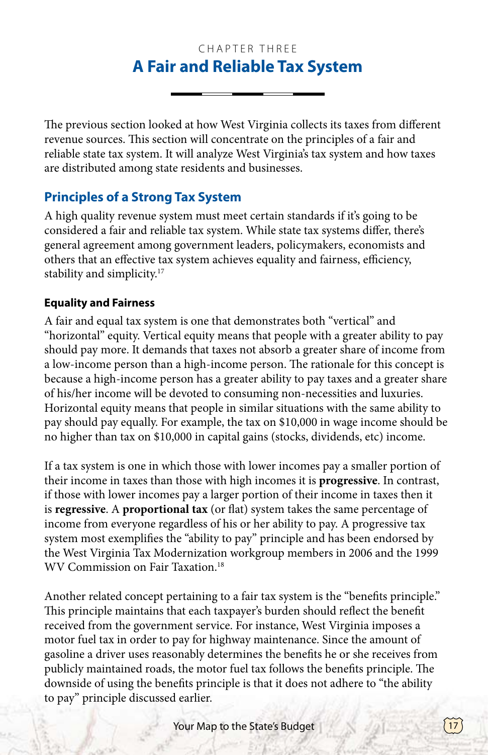CHAPTER THREE

# A Fair and Reliable Tax System

The previous section looked at how West Virginia collects its taxes from different revenue sources. This section will concentrate on the principles of a fair and reliable state tax system. It will analyze West Virginia's tax system and how taxes are distributed among state residents and businesses.

## Principles of a Strong Tax System

A high quality revenue system must meet certain standards if it's going to be considered a fair and reliable tax system. While state tax systems differ, there's general agreement among government leaders, policymakers, economists and others that an effective tax system achieves equality and fairness, efficiency, stability and simplicity.[17]

### Equality and Fairness

A fair and equal tax system is one that demonstrates both "vertical" and "horizontal" equity. Vertical equity means that people with a greater ability to pay should pay more. It demands that taxes not absorb a greater share of income from a low-income person than a high-income person. The rationale for this concept is because a high-income person has a greater ability to pay taxes and a greater share of his/her income will be devoted to consuming non-necessities and luxuries. Horizontal equity means that people in similar situations with the same ability to pay should pay equally. For example, the tax on $10,000 in wage income should be no higher than tax on $10,000 in capital gains (stocks, dividends, etc) income.

If a tax system is one in which those with lower incomes pay a smaller portion of their income in taxes than those with high incomes it is **progressive**. In contrast, if those with lower incomes pay a larger portion of their income in taxes then it is **regressive**. A **proportional tax** (or flat) system takes the same percentage of income from everyone regardless of his or her ability to pay. A progressive tax system most exemplifies the "ability to pay" principle and has been endorsed by the West Virginia Tax Modernization workgroup members in 2006 and the 1999 WV Commission on Fair Taxation.[18]

Another related concept pertaining to a fair tax system is the "benefits principle." This principle maintains that each taxpayer's burden should reflect the benefit received from the government service. For instance, West Virginia imposes a motor fuel tax in order to pay for highway maintenance. Since the amount of gasoline a driver uses reasonably determines the benefits he or she receives from publicly maintained roads, the motor fuel tax follows the benefits principle. The downside of using the benefits principle is that it does not adhere to "the ability to pay" principle discussed earlier.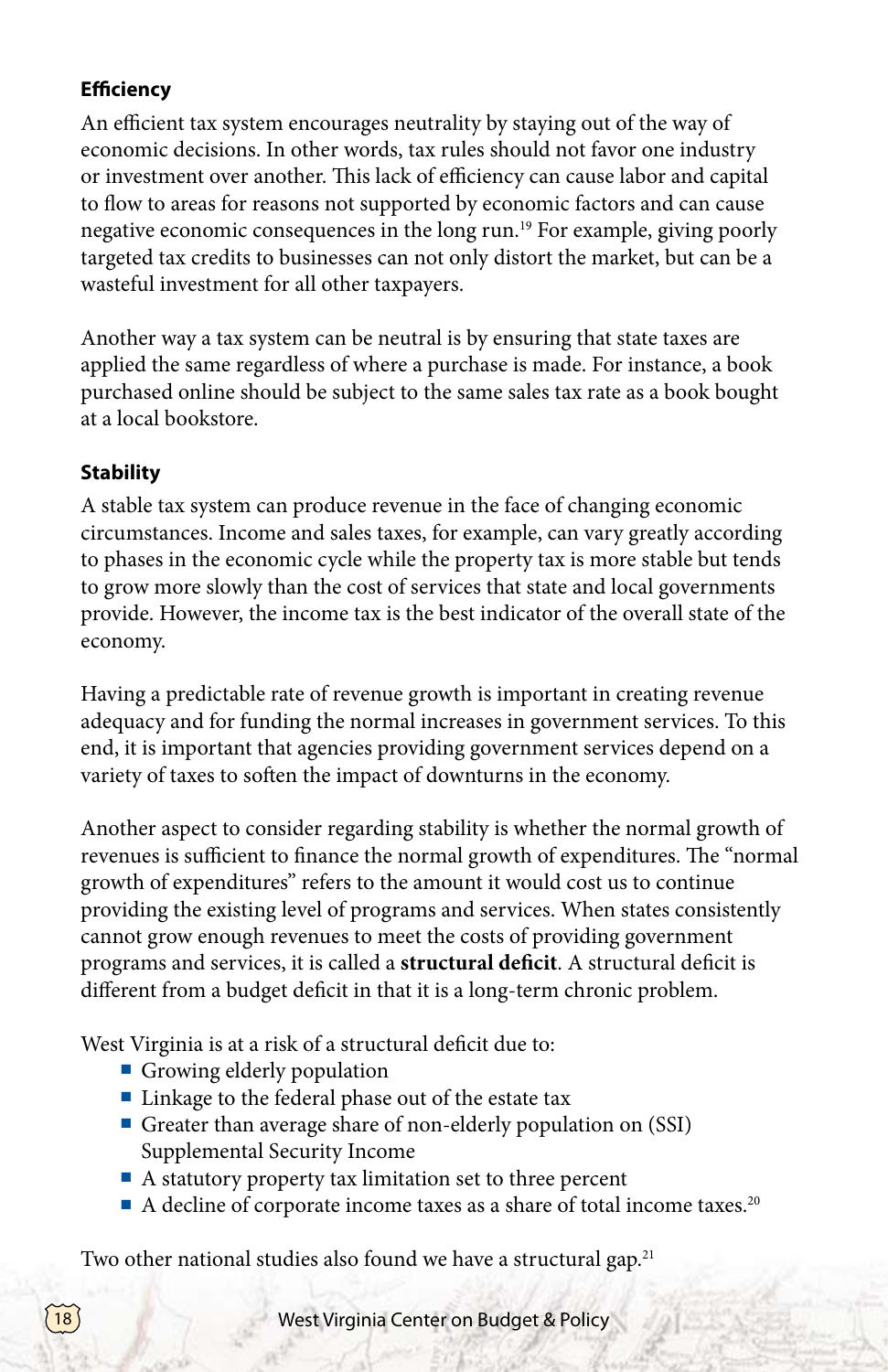### Efficiency

An efficient tax system encourages neutrality by staying out of the way of economic decisions. In other words, tax rules should not favor one industry or investment over another. This lack of efficiency can cause labor and capital to flow to areas for reasons not supported by economic factors and can cause negative economic consequences in the long run.[19] For example, giving poorly targeted tax credits to businesses can not only distort the market, but can be a wasteful investment for all other taxpayers.

Another way a tax system can be neutral is by ensuring that state taxes are applied the same regardless of where a purchase is made. For instance, a book purchased online should be subject to the same sales tax rate as a book bought at a local bookstore.

### Stability

A stable tax system can produce revenue in the face of changing economic circumstances. Income and sales taxes, for example, can vary greatly according to phases in the economic cycle while the property tax is more stable but tends to grow more slowly than the cost of services that state and local governments provide. However, the income tax is the best indicator of the overall state of the economy.

Having a predictable rate of revenue growth is important in creating revenue adequacy and for funding the normal increases in government services. To this end, it is important that agencies providing government services depend on a variety of taxes to soften the impact of downturns in the economy.

Another aspect to consider regarding stability is whether the normal growth of revenues is sufficient to finance the normal growth of expenditures. The "normal growth of expenditures" refers to the amount it would cost us to continue providing the existing level of programs and services. When states consistently cannot grow enough revenues to meet the costs of providing government programs and services, it is called a **structural deficit**. A structural deficit is different from a budget deficit in that it is a long-term chronic problem.

West Virginia is at a risk of a structural deficit due to:

- Growing elderly population
- Linkage to the federal phase out of the estate tax
- Greater than average share of non-elderly population on (SSI) Supplemental Security Income
- A statutory property tax limitation set to three percent
- A decline of corporate income taxes as a share of total income taxes.[20]

Two other national studies also found we have a structural gap.[21]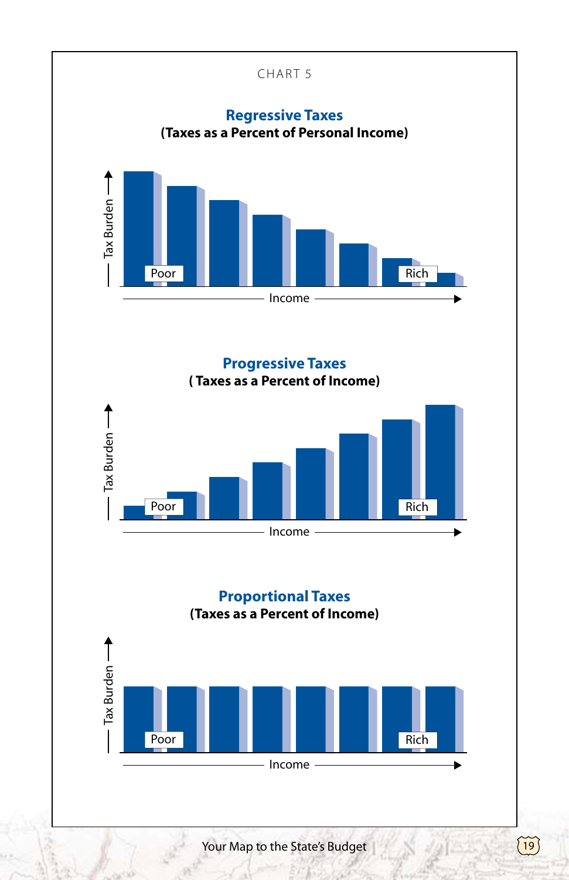CHART 5

## Regressive Taxes

**(Taxes as a Percent of Personal Income)**

Tax Burden

Poor

Rich

Income

## Progressive Taxes

**( Taxes as a Percent of Income)**

Tax Burden

Poor

Rich

Income

## Proportional Taxes

**(Taxes as a Percent of Income)**

Tax Burden

Poor

Rich

Income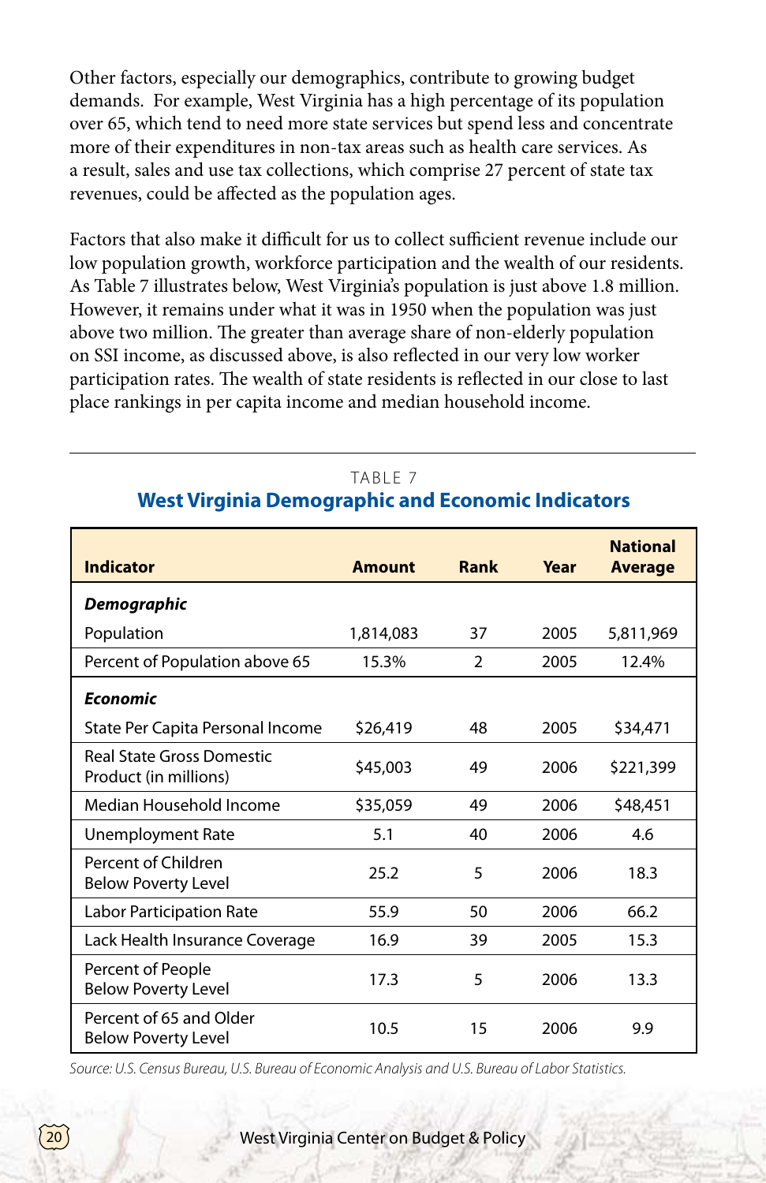Other factors, especially our demographics, contribute to growing budget demands. For example, West Virginia has a high percentage of its population over 65, which tend to need more state services but spend less and concentrate more of their expenditures in non-tax areas such as health care services. As a result, sales and use tax collections, which comprise 27 percent of state tax revenues, could be affected as the population ages.

Factors that also make it difficult for us to collect sufficient revenue include our low population growth, workforce participation and the wealth of our residents. As Table 7 illustrates below, West Virginia's population is just above 1.8 million. However, it remains under what it was in 1950 when the population was just above two million. The greater than average share of non-elderly population on SSI income, as discussed above, is also reflected in our very low worker participation rates. The wealth of state residents is reflected in our close to last place rankings in per capita income and median household income.

TABLE 7

**West Virginia Demographic and Economic Indicators**

| Indicator | Amount | Rank | Year | National Average |
|---|---|---|---|---|
| ***Demographic*** | | | | |
| Population | 1,814,083 | 37 | 2005 | 5,811,969 |
| Percent of Population above 65 | 15.3% | 2 | 2005 | 12.4% |
| ***Economic*** | | | | |
| State Per Capita Personal Income | $26,419 | 48 | 2005 | $34,471 |
| Real State Gross Domestic Product (in millions) | $45,003 | 49 | 2006 | $221,399 |
| Median Household Income | $35,059 | 49 | 2006 | $48,451 |
| Unemployment Rate | 5.1 | 40 | 2006 | 4.6 |
| Percent of Children Below Poverty Level | 25.2 | 5 | 2006 | 18.3 |
| Labor Participation Rate | 55.9 | 50 | 2006 | 66.2 |
| Lack Health Insurance Coverage | 16.9 | 39 | 2005 | 15.3 |
| Percent of People Below Poverty Level | 17.3 | 5 | 2006 | 13.3 |
| Percent of 65 and Older Below Poverty Level | 10.5 | 15 | 2006 | 9.9 |

*Source: U.S. Census Bureau, U.S. Bureau of Economic Analysis and U.S. Bureau of Labor Statistics.*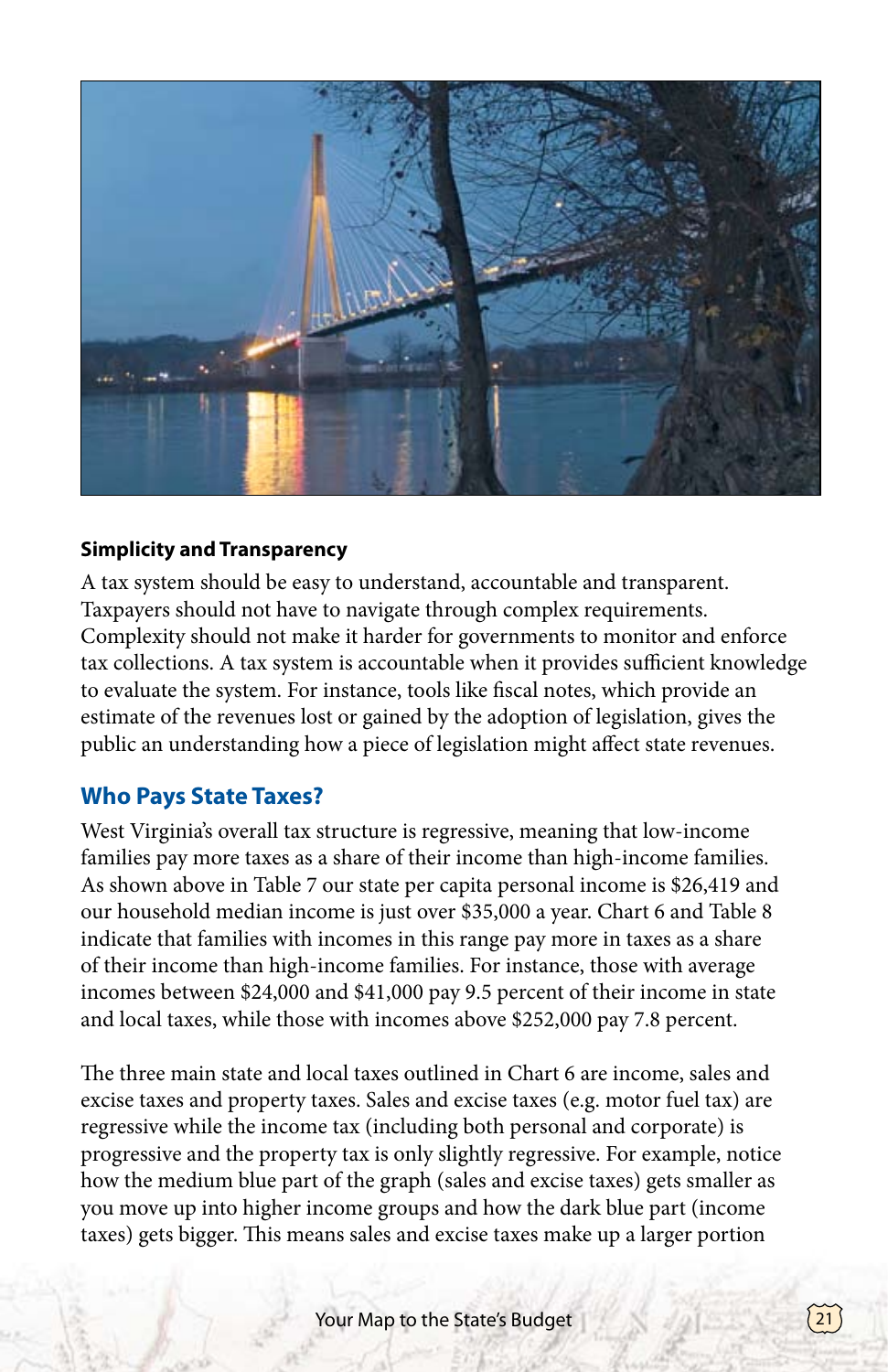### Simplicity and Transparency

A tax system should be easy to understand, accountable and transparent. Taxpayers should not have to navigate through complex requirements. Complexity should not make it harder for governments to monitor and enforce tax collections. A tax system is accountable when it provides sufficient knowledge to evaluate the system. For instance, tools like fiscal notes, which provide an estimate of the revenues lost or gained by the adoption of legislation, gives the public an understanding how a piece of legislation might affect state revenues.

## Who Pays State Taxes?

West Virginia's overall tax structure is regressive, meaning that low-income families pay more taxes as a share of their income than high-income families. As shown above in Table 7 our state per capita personal income is $26,419 and our household median income is just over $35,000 a year. Chart 6 and Table 8 indicate that families with incomes in this range pay more in taxes as a share of their income than high-income families. For instance, those with average incomes between $24,000 and $41,000 pay 9.5 percent of their income in state and local taxes, while those with incomes above $252,000 pay 7.8 percent.

The three main state and local taxes outlined in Chart 6 are income, sales and excise taxes and property taxes. Sales and excise taxes (e.g. motor fuel tax) are regressive while the income tax (including both personal and corporate) is progressive and the property tax is only slightly regressive. For example, notice how the medium blue part of the graph (sales and excise taxes) gets smaller as you move up into higher income groups and how the dark blue part (income taxes) gets bigger. This means sales and excise taxes make up a larger portion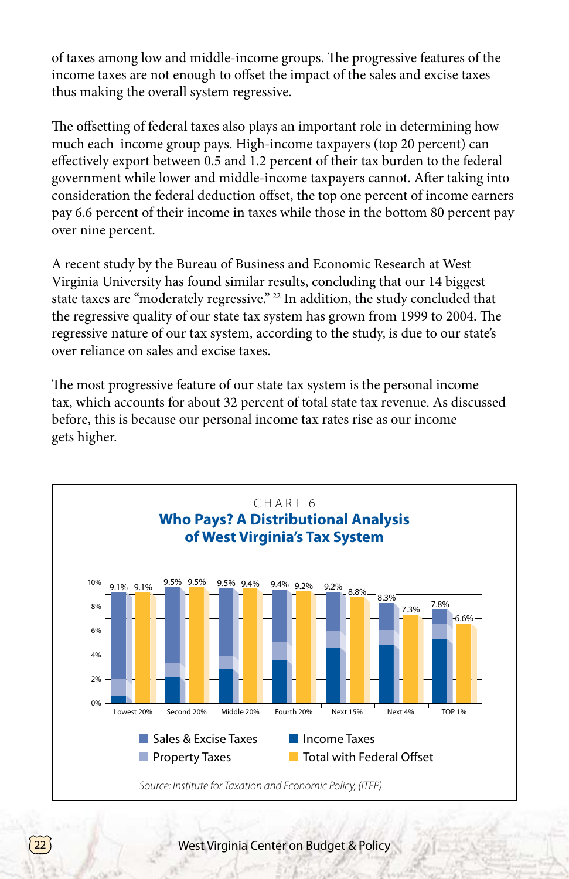of taxes among low and middle-income groups. The progressive features of the income taxes are not enough to offset the impact of the sales and excise taxes thus making the overall system regressive.

The offsetting of federal taxes also plays an important role in determining how much each income group pays. High-income taxpayers (top 20 percent) can effectively export between 0.5 and 1.2 percent of their tax burden to the federal government while lower and middle-income taxpayers cannot. After taking into consideration the federal deduction offset, the top one percent of income earners pay 6.6 percent of their income in taxes while those in the bottom 80 percent pay over nine percent.

A recent study by the Bureau of Business and Economic Research at West Virginia University has found similar results, concluding that our 14 biggest state taxes are "moderately regressive." [22] In addition, the study concluded that the regressive quality of our state tax system has grown from 1999 to 2004. The regressive nature of our tax system, according to the study, is due to our state's over reliance on sales and excise taxes.

The most progressive feature of our state tax system is the personal income tax, which accounts for about 32 percent of total state tax revenue. As discussed before, this is because our personal income tax rates rise as our income gets higher.

CHART 6

**Who Pays? A Distributional Analysis of West Virginia's Tax System**

| | Lowest 20% | Second 20% | Middle 20% | Fourth 20% | Next 15% | Next 4% | TOP 1% |
|---|---|---|---|---|---|---|---|
| Total (Sales & Excise, Property, Income Taxes) | 9.1% | 9.5% | 9.5% | 9.4% | 9.2% | 8.3% | 7.8% |
| Total with Federal Offset | 9.1% | 9.5% | 9.4% | 9.2% | 8.8% | 7.3% | 6.6% |

Sales & Excise Taxes | Property Taxes | Income Taxes | Total with Federal Offset

*Source: Institute for Taxation and Economic Policy, (ITEP)*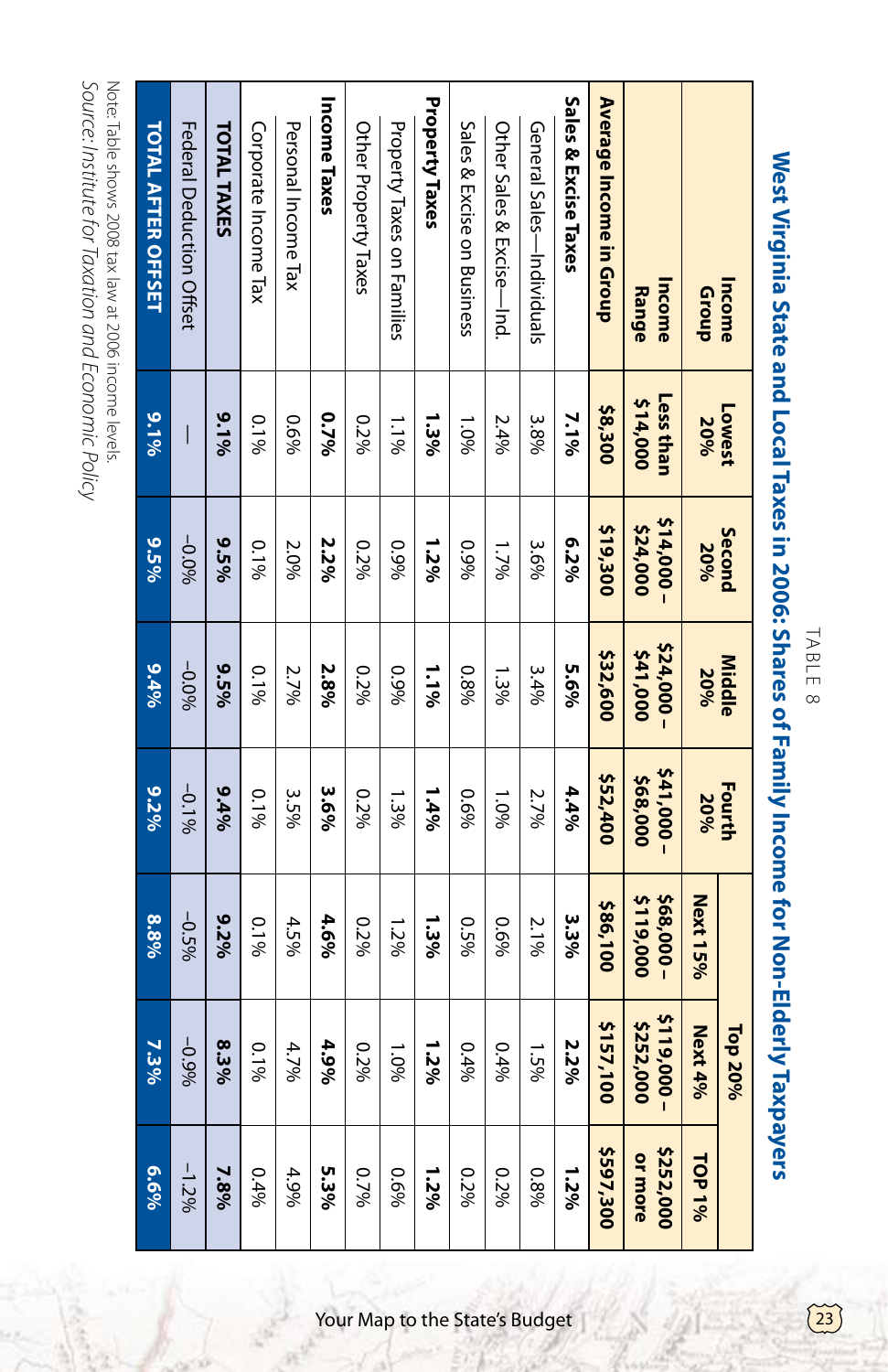TABLE 8

## West Virginia State and Local Taxes in 2006: Shares of Family Income for Non-Elderly Taxpayers

| Income Group | Lowest 20% | Second 20% | Middle 20% | Fourth 20% | Top 20% | | |
|---|---|---|---|---|---|---|---|
| | | | | | Next 15% | Next 4% | TOP 1% |
| Income Range | Less than $14,000 | $14,000 – $24,000 | $24,000 – $41,000 | $41,000 – $68,000 | $68,000 – $119,000 | $119,000 – $252,000 | $252,000 or more |
| **Average Income in Group** | **$8,300** | **$19,300** | **$32,600** | **$52,400** | **$86,100** | **$157,100** | **$597,300** |
| **Sales & Excise Taxes** | **7.1%** | **6.2%** | **5.6%** | **4.4%** | **3.3%** | **2.2%** | **1.2%** |
| General Sales—Individuals | 3.8% | 3.6% | 3.4% | 2.7% | 2.1% | 1.5% | 0.8% |
| Other Sales & Excise—Ind. | 2.4% | 1.7% | 1.3% | 1.0% | 0.6% | 0.4% | 0.2% |
| Sales & Excise on Business | 1.0% | 0.9% | 0.8% | 0.6% | 0.5% | 0.4% | 0.2% |
| **Property Taxes** | **1.3%** | **1.2%** | **1.1%** | **1.4%** | **1.3%** | **1.2%** | **1.2%** |
| Property Taxes on Families | 1.1% | 0.9% | 0.9% | 1.3% | 1.2% | 1.0% | 0.6% |
| Other Property Taxes | 0.2% | 0.2% | 0.2% | 0.2% | 0.2% | 0.2% | 0.7% |
| **Income Taxes** | **0.7%** | **2.2%** | **2.8%** | **3.6%** | **4.6%** | **4.9%** | **5.3%** |
| Personal Income Tax | 0.6% | 2.0% | 2.7% | 3.5% | 4.5% | 4.7% | 4.9% |
| Corporate Income Tax | 0.1% | 0.1% | 0.1% | 0.1% | 0.1% | 0.1% | 0.4% |
| **TOTAL TAXES** | **9.1%** | **9.5%** | **9.5%** | **9.4%** | **9.2%** | **8.3%** | **7.8%** |
| Federal Deduction Offset | — | –0.0% | –0.0% | –0.1% | –0.5% | –0.9% | –1.2% |
| **TOTAL AFTER OFFSET** | **9.1%** | **9.5%** | **9.4%** | **9.2%** | **8.8%** | **7.3%** | **6.6%** |

Note: Table shows 2008 tax law at 2006 income levels.

*Source: Institute for Taxation and Economic Policy*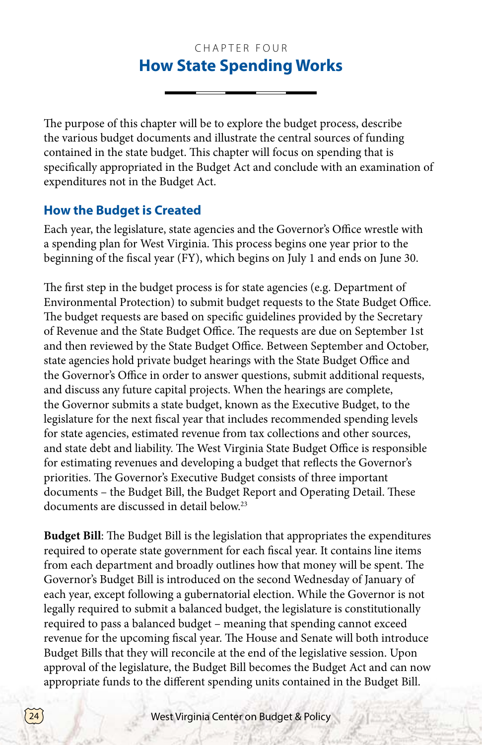CHAPTER FOUR

# How State Spending Works

The purpose of this chapter will be to explore the budget process, describe the various budget documents and illustrate the central sources of funding contained in the state budget. This chapter will focus on spending that is specifically appropriated in the Budget Act and conclude with an examination of expenditures not in the Budget Act.

## How the Budget is Created

Each year, the legislature, state agencies and the Governor's Office wrestle with a spending plan for West Virginia. This process begins one year prior to the beginning of the fiscal year (FY), which begins on July 1 and ends on June 30.

The first step in the budget process is for state agencies (e.g. Department of Environmental Protection) to submit budget requests to the State Budget Office. The budget requests are based on specific guidelines provided by the Secretary of Revenue and the State Budget Office. The requests are due on September 1st and then reviewed by the State Budget Office. Between September and October, state agencies hold private budget hearings with the State Budget Office and the Governor's Office in order to answer questions, submit additional requests, and discuss any future capital projects. When the hearings are complete, the Governor submits a state budget, known as the Executive Budget, to the legislature for the next fiscal year that includes recommended spending levels for state agencies, estimated revenue from tax collections and other sources, and state debt and liability. The West Virginia State Budget Office is responsible for estimating revenues and developing a budget that reflects the Governor's priorities. The Governor's Executive Budget consists of three important documents – the Budget Bill, the Budget Report and Operating Detail. These documents are discussed in detail below.[23]

**Budget Bill**: The Budget Bill is the legislation that appropriates the expenditures required to operate state government for each fiscal year. It contains line items from each department and broadly outlines how that money will be spent. The Governor's Budget Bill is introduced on the second Wednesday of January of each year, except following a gubernatorial election. While the Governor is not legally required to submit a balanced budget, the legislature is constitutionally required to pass a balanced budget – meaning that spending cannot exceed revenue for the upcoming fiscal year. The House and Senate will both introduce Budget Bills that they will reconcile at the end of the legislative session. Upon approval of the legislature, the Budget Bill becomes the Budget Act and can now appropriate funds to the different spending units contained in the Budget Bill.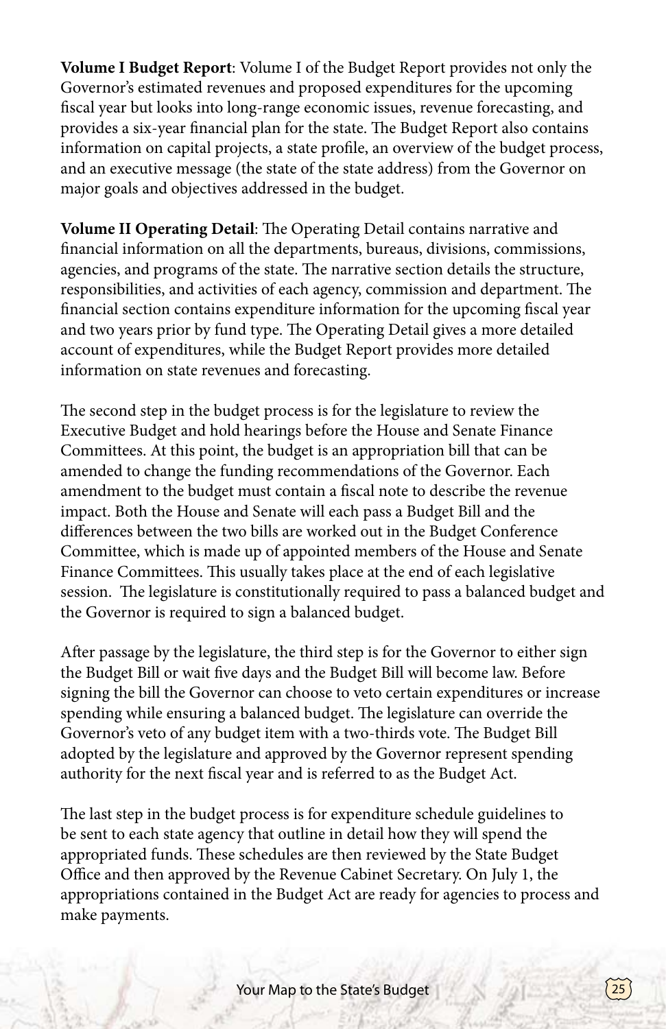**Volume I Budget Report**: Volume I of the Budget Report provides not only the Governor's estimated revenues and proposed expenditures for the upcoming fiscal year but looks into long-range economic issues, revenue forecasting, and provides a six-year financial plan for the state. The Budget Report also contains information on capital projects, a state profile, an overview of the budget process, and an executive message (the state of the state address) from the Governor on major goals and objectives addressed in the budget.

**Volume II Operating Detail**: The Operating Detail contains narrative and financial information on all the departments, bureaus, divisions, commissions, agencies, and programs of the state. The narrative section details the structure, responsibilities, and activities of each agency, commission and department. The financial section contains expenditure information for the upcoming fiscal year and two years prior by fund type. The Operating Detail gives a more detailed account of expenditures, while the Budget Report provides more detailed information on state revenues and forecasting.

The second step in the budget process is for the legislature to review the Executive Budget and hold hearings before the House and Senate Finance Committees. At this point, the budget is an appropriation bill that can be amended to change the funding recommendations of the Governor. Each amendment to the budget must contain a fiscal note to describe the revenue impact. Both the House and Senate will each pass a Budget Bill and the differences between the two bills are worked out in the Budget Conference Committee, which is made up of appointed members of the House and Senate Finance Committees. This usually takes place at the end of each legislative session. The legislature is constitutionally required to pass a balanced budget and the Governor is required to sign a balanced budget.

After passage by the legislature, the third step is for the Governor to either sign the Budget Bill or wait five days and the Budget Bill will become law. Before signing the bill the Governor can choose to veto certain expenditures or increase spending while ensuring a balanced budget. The legislature can override the Governor's veto of any budget item with a two-thirds vote. The Budget Bill adopted by the legislature and approved by the Governor represent spending authority for the next fiscal year and is referred to as the Budget Act.

The last step in the budget process is for expenditure schedule guidelines to be sent to each state agency that outline in detail how they will spend the appropriated funds. These schedules are then reviewed by the State Budget Office and then approved by the Revenue Cabinet Secretary. On July 1, the appropriations contained in the Budget Act are ready for agencies to process and make payments.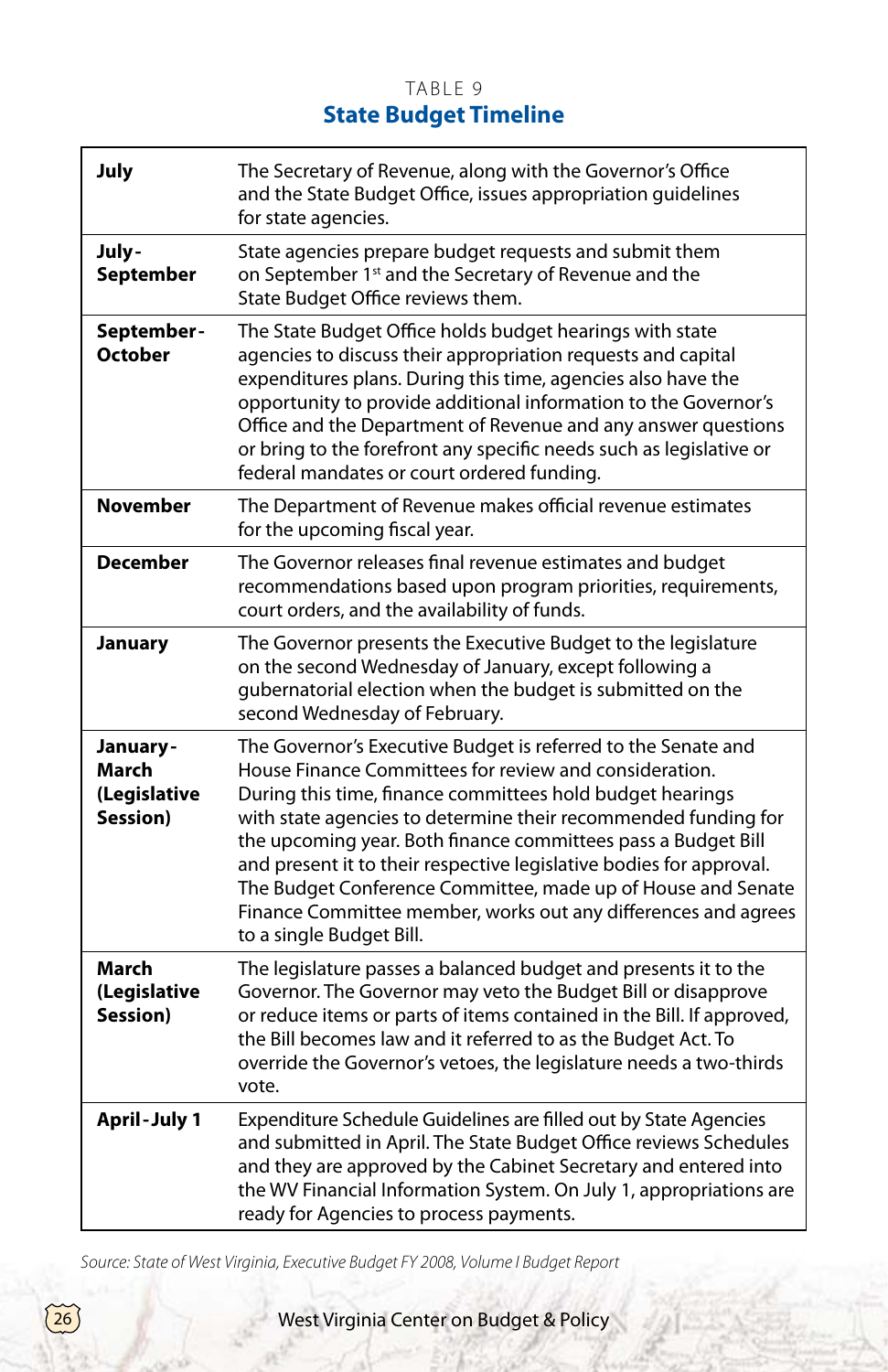TABLE 9

## State Budget Timeline

| | |
|---|---|
| **July** | The Secretary of Revenue, along with the Governor's Office and the State Budget Office, issues appropriation guidelines for state agencies. |
| **July-September** | State agencies prepare budget requests and submit them on September 1st and the Secretary of Revenue and the State Budget Office reviews them. |
| **September-October** | The State Budget Office holds budget hearings with state agencies to discuss their appropriation requests and capital expenditures plans. During this time, agencies also have the opportunity to provide additional information to the Governor's Office and the Department of Revenue and any answer questions or bring to the forefront any specific needs such as legislative or federal mandates or court ordered funding. |
| **November** | The Department of Revenue makes official revenue estimates for the upcoming fiscal year. |
| **December** | The Governor releases final revenue estimates and budget recommendations based upon program priorities, requirements, court orders, and the availability of funds. |
| **January** | The Governor presents the Executive Budget to the legislature on the second Wednesday of January, except following a gubernatorial election when the budget is submitted on the second Wednesday of February. |
| **January-March (Legislative Session)** | The Governor's Executive Budget is referred to the Senate and House Finance Committees for review and consideration. During this time, finance committees hold budget hearings with state agencies to determine their recommended funding for the upcoming year. Both finance committees pass a Budget Bill and present it to their respective legislative bodies for approval. The Budget Conference Committee, made up of House and Senate Finance Committee member, works out any differences and agrees to a single Budget Bill. |
| **March (Legislative Session)** | The legislature passes a balanced budget and presents it to the Governor. The Governor may veto the Budget Bill or disapprove or reduce items or parts of items contained in the Bill. If approved, the Bill becomes law and it referred to as the Budget Act. To override the Governor's vetoes, the legislature needs a two-thirds vote. |
| **April-July 1** | Expenditure Schedule Guidelines are filled out by State Agencies and submitted in April. The State Budget Office reviews Schedules and they are approved by the Cabinet Secretary and entered into the WV Financial Information System. On July 1, appropriations are ready for Agencies to process payments. |

*Source: State of West Virginia, Executive Budget FY 2008, Volume I Budget Report*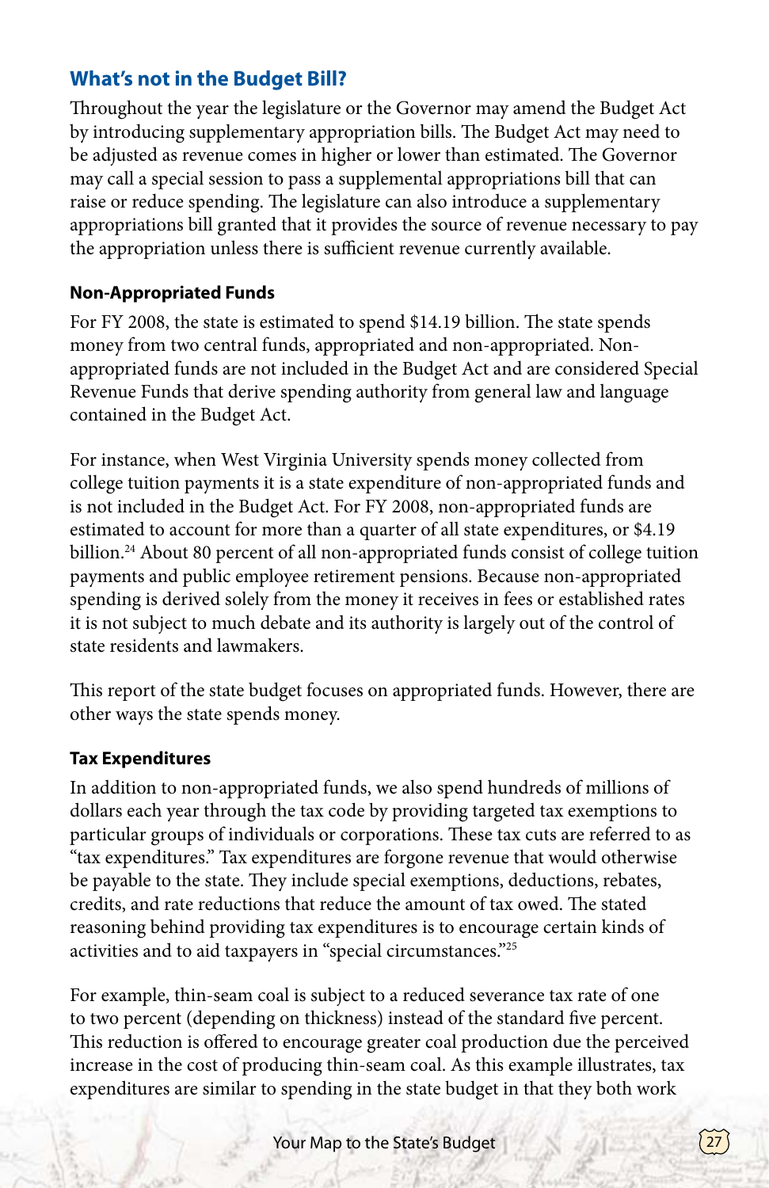## What's not in the Budget Bill?

Throughout the year the legislature or the Governor may amend the Budget Act by introducing supplementary appropriation bills. The Budget Act may need to be adjusted as revenue comes in higher or lower than estimated. The Governor may call a special session to pass a supplemental appropriations bill that can raise or reduce spending. The legislature can also introduce a supplementary appropriations bill granted that it provides the source of revenue necessary to pay the appropriation unless there is sufficient revenue currently available.

### Non-Appropriated Funds

For FY 2008, the state is estimated to spend $14.19 billion. The state spends money from two central funds, appropriated and non-appropriated. Non-appropriated funds are not included in the Budget Act and are considered Special Revenue Funds that derive spending authority from general law and language contained in the Budget Act.

For instance, when West Virginia University spends money collected from college tuition payments it is a state expenditure of non-appropriated funds and is not included in the Budget Act. For FY 2008, non-appropriated funds are estimated to account for more than a quarter of all state expenditures, or $4.19 billion.[24] About 80 percent of all non-appropriated funds consist of college tuition payments and public employee retirement pensions. Because non-appropriated spending is derived solely from the money it receives in fees or established rates it is not subject to much debate and its authority is largely out of the control of state residents and lawmakers.

This report of the state budget focuses on appropriated funds. However, there are other ways the state spends money.

### Tax Expenditures

In addition to non-appropriated funds, we also spend hundreds of millions of dollars each year through the tax code by providing targeted tax exemptions to particular groups of individuals or corporations. These tax cuts are referred to as "tax expenditures." Tax expenditures are forgone revenue that would otherwise be payable to the state. They include special exemptions, deductions, rebates, credits, and rate reductions that reduce the amount of tax owed. The stated reasoning behind providing tax expenditures is to encourage certain kinds of activities and to aid taxpayers in "special circumstances."[25]

For example, thin-seam coal is subject to a reduced severance tax rate of one to two percent (depending on thickness) instead of the standard five percent. This reduction is offered to encourage greater coal production due the perceived increase in the cost of producing thin-seam coal. As this example illustrates, tax expenditures are similar to spending in the state budget in that they both work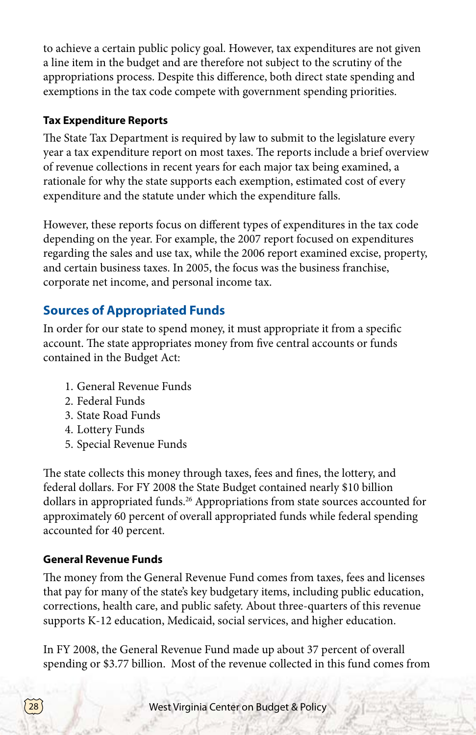to achieve a certain public policy goal. However, tax expenditures are not given a line item in the budget and are therefore not subject to the scrutiny of the appropriations process. Despite this difference, both direct state spending and exemptions in the tax code compete with government spending priorities.

### Tax Expenditure Reports

The State Tax Department is required by law to submit to the legislature every year a tax expenditure report on most taxes. The reports include a brief overview of revenue collections in recent years for each major tax being examined, a rationale for why the state supports each exemption, estimated cost of every expenditure and the statute under which the expenditure falls.

However, these reports focus on different types of expenditures in the tax code depending on the year. For example, the 2007 report focused on expenditures regarding the sales and use tax, while the 2006 report examined excise, property, and certain business taxes. In 2005, the focus was the business franchise, corporate net income, and personal income tax.

## Sources of Appropriated Funds

In order for our state to spend money, it must appropriate it from a specific account. The state appropriates money from five central accounts or funds contained in the Budget Act:

1. General Revenue Funds
2. Federal Funds
3. State Road Funds
4. Lottery Funds
5. Special Revenue Funds

The state collects this money through taxes, fees and fines, the lottery, and federal dollars. For FY 2008 the State Budget contained nearly $10 billion dollars in appropriated funds.[26] Appropriations from state sources accounted for approximately 60 percent of overall appropriated funds while federal spending accounted for 40 percent.

### General Revenue Funds

The money from the General Revenue Fund comes from taxes, fees and licenses that pay for many of the state's key budgetary items, including public education, corrections, health care, and public safety. About three-quarters of this revenue supports K-12 education, Medicaid, social services, and higher education.

In FY 2008, the General Revenue Fund made up about 37 percent of overall spending or $3.77 billion. Most of the revenue collected in this fund comes from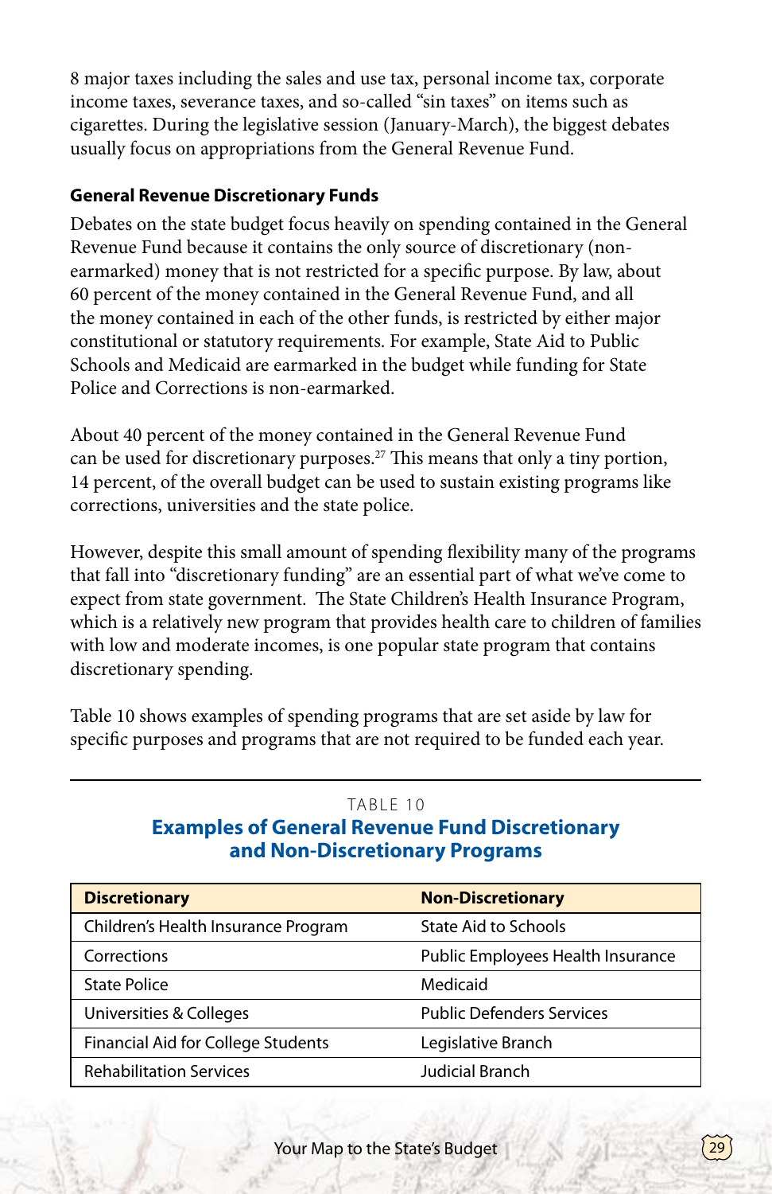8 major taxes including the sales and use tax, personal income tax, corporate income taxes, severance taxes, and so-called "sin taxes" on items such as cigarettes. During the legislative session (January-March), the biggest debates usually focus on appropriations from the General Revenue Fund.

**General Revenue Discretionary Funds**

Debates on the state budget focus heavily on spending contained in the General Revenue Fund because it contains the only source of discretionary (non-earmarked) money that is not restricted for a specific purpose. By law, about 60 percent of the money contained in the General Revenue Fund, and all the money contained in each of the other funds, is restricted by either major constitutional or statutory requirements. For example, State Aid to Public Schools and Medicaid are earmarked in the budget while funding for State Police and Corrections is non-earmarked.

About 40 percent of the money contained in the General Revenue Fund can be used for discretionary purposes.[27] This means that only a tiny portion, 14 percent, of the overall budget can be used to sustain existing programs like corrections, universities and the state police.

However, despite this small amount of spending flexibility many of the programs that fall into "discretionary funding" are an essential part of what we've come to expect from state government. The State Children's Health Insurance Program, which is a relatively new program that provides health care to children of families with low and moderate incomes, is one popular state program that contains discretionary spending.

Table 10 shows examples of spending programs that are set aside by law for specific purposes and programs that are not required to be funded each year.

TABLE 10

**Examples of General Revenue Fund Discretionary and Non-Discretionary Programs**

| Discretionary | Non-Discretionary |
|---|---|
| Children's Health Insurance Program | State Aid to Schools |
| Corrections | Public Employees Health Insurance |
| State Police | Medicaid |
| Universities & Colleges | Public Defenders Services |
| Financial Aid for College Students | Legislative Branch |
| Rehabilitation Services | Judicial Branch |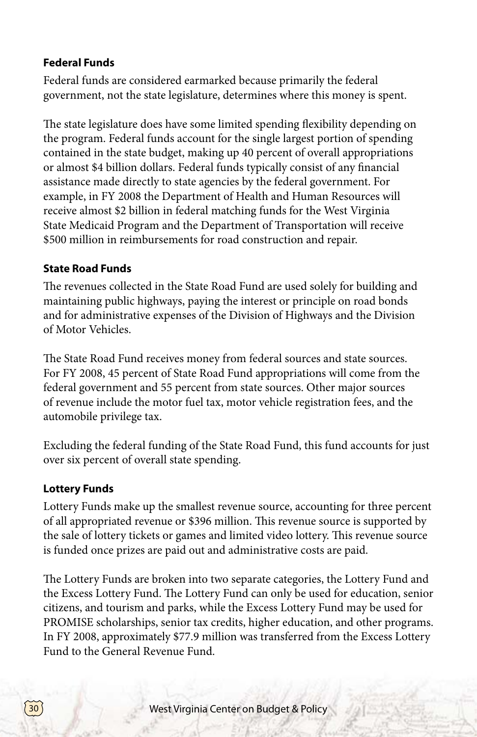### Federal Funds

Federal funds are considered earmarked because primarily the federal government, not the state legislature, determines where this money is spent.

The state legislature does have some limited spending flexibility depending on the program. Federal funds account for the single largest portion of spending contained in the state budget, making up 40 percent of overall appropriations or almost $4 billion dollars. Federal funds typically consist of any financial assistance made directly to state agencies by the federal government. For example, in FY 2008 the Department of Health and Human Resources will receive almost $2 billion in federal matching funds for the West Virginia State Medicaid Program and the Department of Transportation will receive $500 million in reimbursements for road construction and repair.

### State Road Funds

The revenues collected in the State Road Fund are used solely for building and maintaining public highways, paying the interest or principle on road bonds and for administrative expenses of the Division of Highways and the Division of Motor Vehicles.

The State Road Fund receives money from federal sources and state sources. For FY 2008, 45 percent of State Road Fund appropriations will come from the federal government and 55 percent from state sources. Other major sources of revenue include the motor fuel tax, motor vehicle registration fees, and the automobile privilege tax.

Excluding the federal funding of the State Road Fund, this fund accounts for just over six percent of overall state spending.

### Lottery Funds

Lottery Funds make up the smallest revenue source, accounting for three percent of all appropriated revenue or $396 million. This revenue source is supported by the sale of lottery tickets or games and limited video lottery. This revenue source is funded once prizes are paid out and administrative costs are paid.

The Lottery Funds are broken into two separate categories, the Lottery Fund and the Excess Lottery Fund. The Lottery Fund can only be used for education, senior citizens, and tourism and parks, while the Excess Lottery Fund may be used for PROMISE scholarships, senior tax credits, higher education, and other programs. In FY 2008, approximately $77.9 million was transferred from the Excess Lottery Fund to the General Revenue Fund.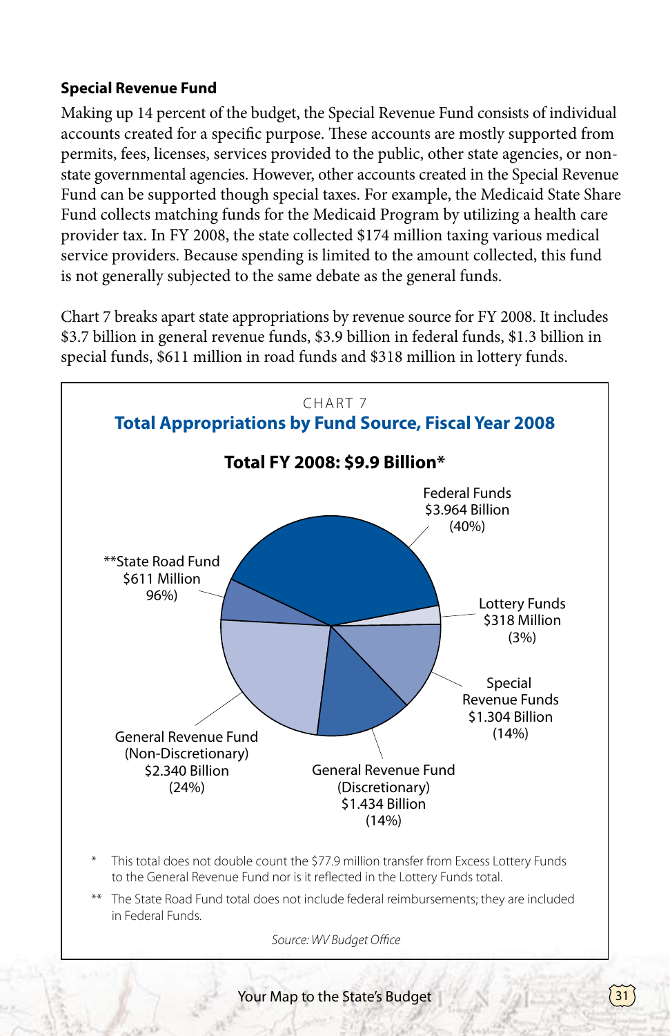### Special Revenue Fund

Making up 14 percent of the budget, the Special Revenue Fund consists of individual accounts created for a specific purpose. These accounts are mostly supported from permits, fees, licenses, services provided to the public, other state agencies, or non-state governmental agencies. However, other accounts created in the Special Revenue Fund can be supported though special taxes. For example, the Medicaid State Share Fund collects matching funds for the Medicaid Program by utilizing a health care provider tax. In FY 2008, the state collected $174 million taxing various medical service providers. Because spending is limited to the amount collected, this fund is not generally subjected to the same debate as the general funds.

Chart 7 breaks apart state appropriations by revenue source for FY 2008. It includes $3.7 billion in general revenue funds, $3.9 billion in federal funds, $1.3 billion in special funds, $611 million in road funds and $318 million in lottery funds.

CHART 7

**Total Appropriations by Fund Source, Fiscal Year 2008**

**Total FY 2008: $9.9 Billion***

Federal Funds
$3.964 Billion
(40%)

Lottery Funds
$318 Million
(3%)

Special Revenue Funds
$1.304 Billion
(14%)

General Revenue Fund (Discretionary)
$1.434 Billion
(14%)

General Revenue Fund (Non-Discretionary)
$2.340 Billion
(24%)

**State Road Fund
$611 Million
96%)

\* This total does not double count the $77.9 million transfer from Excess Lottery Funds to the General Revenue Fund nor is it reflected in the Lottery Funds total.

\*\* The State Road Fund total does not include federal reimbursements; they are included in Federal Funds.

*Source: WV Budget Office*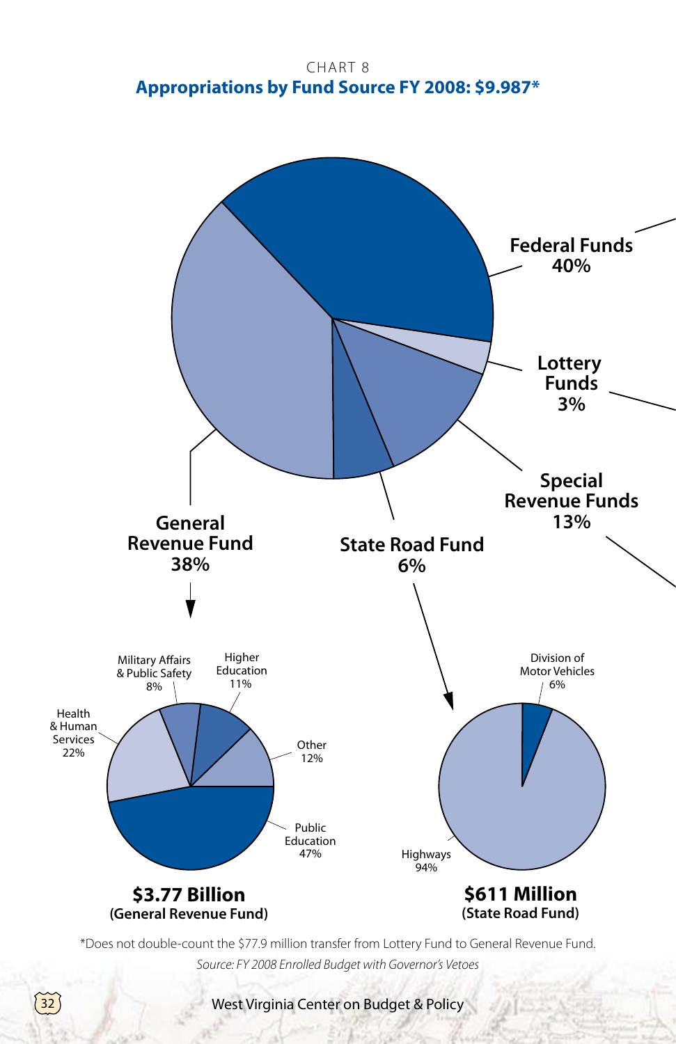CHART 8

## Appropriations by Fund Source FY 2008: $9.987*

Federal Funds 40%

Lottery Funds 3%

Special Revenue Funds 13%

State Road Fund 6%

General Revenue Fund 38%

Military Affairs & Public Safety 8%

Higher Education 11%

Health & Human Services 22%

Other 12%

Public Education 47%

**$3.77 Billion**
**(General Revenue Fund)**

Division of Motor Vehicles 6%

Highways 94%

**$611 Million**
**(State Road Fund)**

*Does not double-count the $77.9 million transfer from Lottery Fund to General Revenue Fund.

*Source: FY 2008 Enrolled Budget with Governor's Vetoes*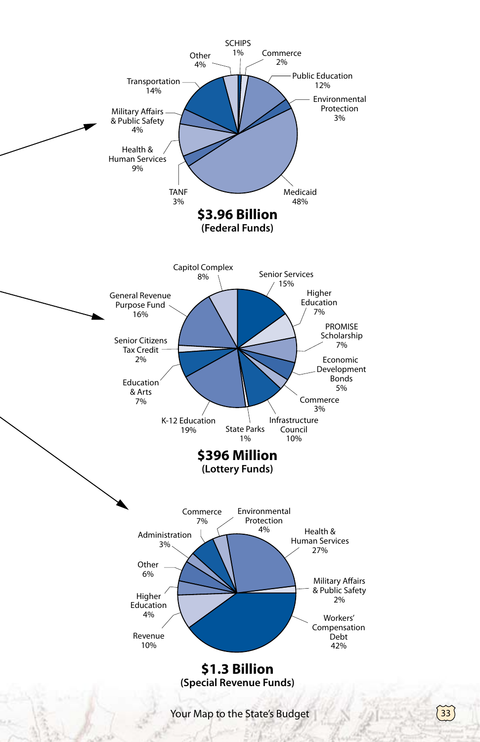Transportation 14%

Other 4%

SCHIPS 1%

Commerce 2%

Public Education 12%

Environmental Protection 3%

Military Affairs & Public Safety 4%

Health & Human Services 9%

TANF 3%

Medicaid 48%

**$3.96 Billion**
**(Federal Funds)**

Capitol Complex 8%

Senior Services 15%

General Revenue Purpose Fund 16%

Higher Education 7%

PROMISE Scholarship 7%

Senior Citizens Tax Credit 2%

Economic Development Bonds 5%

Education & Arts 7%

Commerce 3%

K-12 Education 19%

State Parks 1%

Infrastructure Council 10%

**$396 Million**
**(Lottery Funds)**

Commerce 7%

Environmental Protection 4%

Administration 3%

Health & Human Services 27%

Other 6%

Military Affairs & Public Safety 2%

Higher Education 4%

Workers' Compensation Debt 42%

Revenue 10%

**$1.3 Billion**
**(Special Revenue Funds)**

Your Map to the State's Budget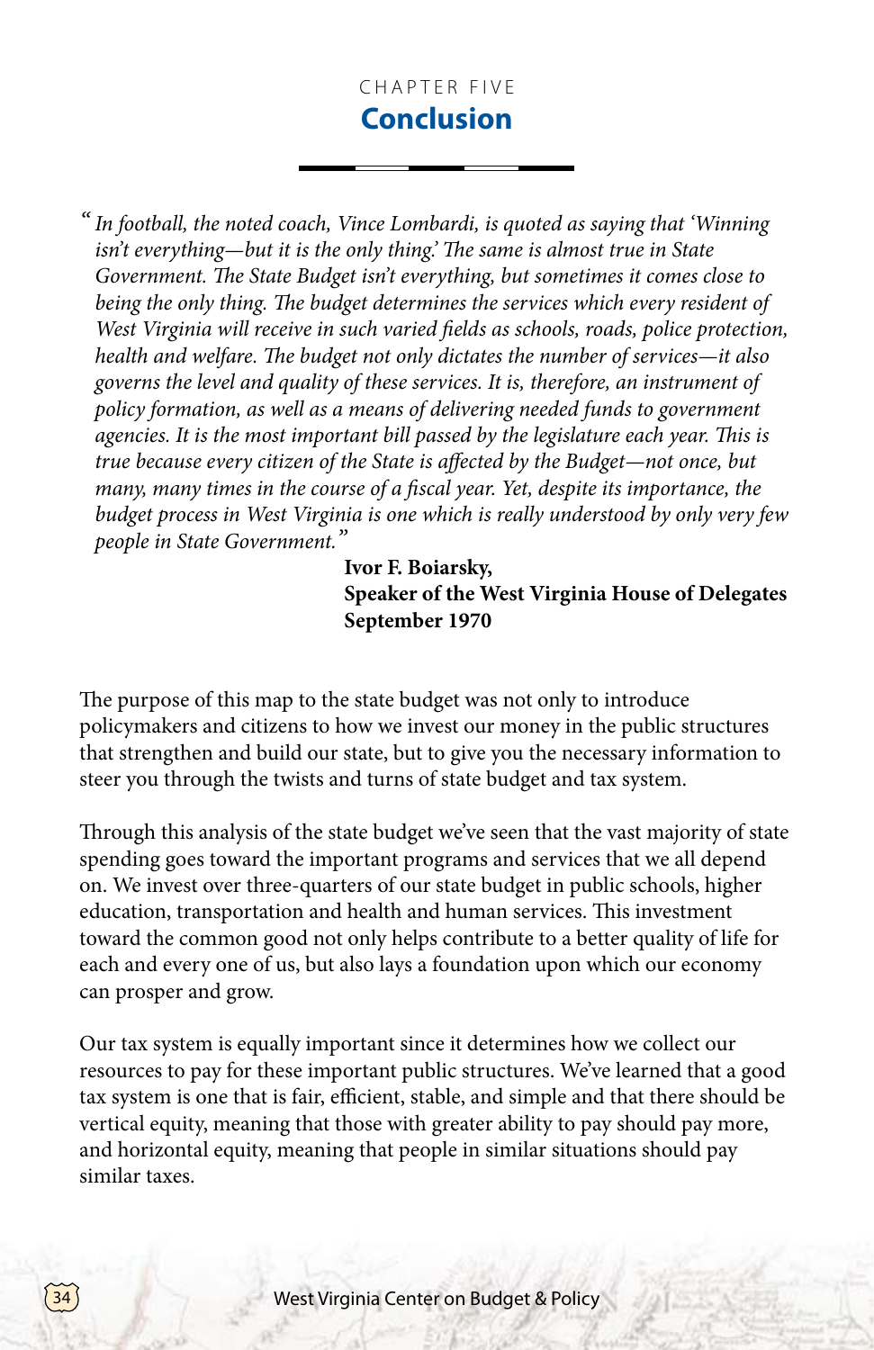CHAPTER FIVE

# Conclusion

> "*In football, the noted coach, Vince Lombardi, is quoted as saying that 'Winning isn't everything—but it is the only thing.' The same is almost true in State Government. The State Budget isn't everything, but sometimes it comes close to being the only thing. The budget determines the services which every resident of West Virginia will receive in such varied fields as schools, roads, police protection, health and welfare. The budget not only dictates the number of services—it also governs the level and quality of these services. It is, therefore, an instrument of policy formation, as well as a means of delivering needed funds to government agencies. It is the most important bill passed by the legislature each year. This is true because every citizen of the State is affected by the Budget—not once, but many, many times in the course of a fiscal year. Yet, despite its importance, the budget process in West Virginia is one which is really understood by only very few people in State Government.*"
>
> **Ivor F. Boiarsky,**
> **Speaker of the West Virginia House of Delegates**
> **September 1970**

The purpose of this map to the state budget was not only to introduce policymakers and citizens to how we invest our money in the public structures that strengthen and build our state, but to give you the necessary information to steer you through the twists and turns of state budget and tax system.

Through this analysis of the state budget we've seen that the vast majority of state spending goes toward the important programs and services that we all depend on. We invest over three-quarters of our state budget in public schools, higher education, transportation and health and human services. This investment toward the common good not only helps contribute to a better quality of life for each and every one of us, but also lays a foundation upon which our economy can prosper and grow.

Our tax system is equally important since it determines how we collect our resources to pay for these important public structures. We've learned that a good tax system is one that is fair, efficient, stable, and simple and that there should be vertical equity, meaning that those with greater ability to pay should pay more, and horizontal equity, meaning that people in similar situations should pay similar taxes.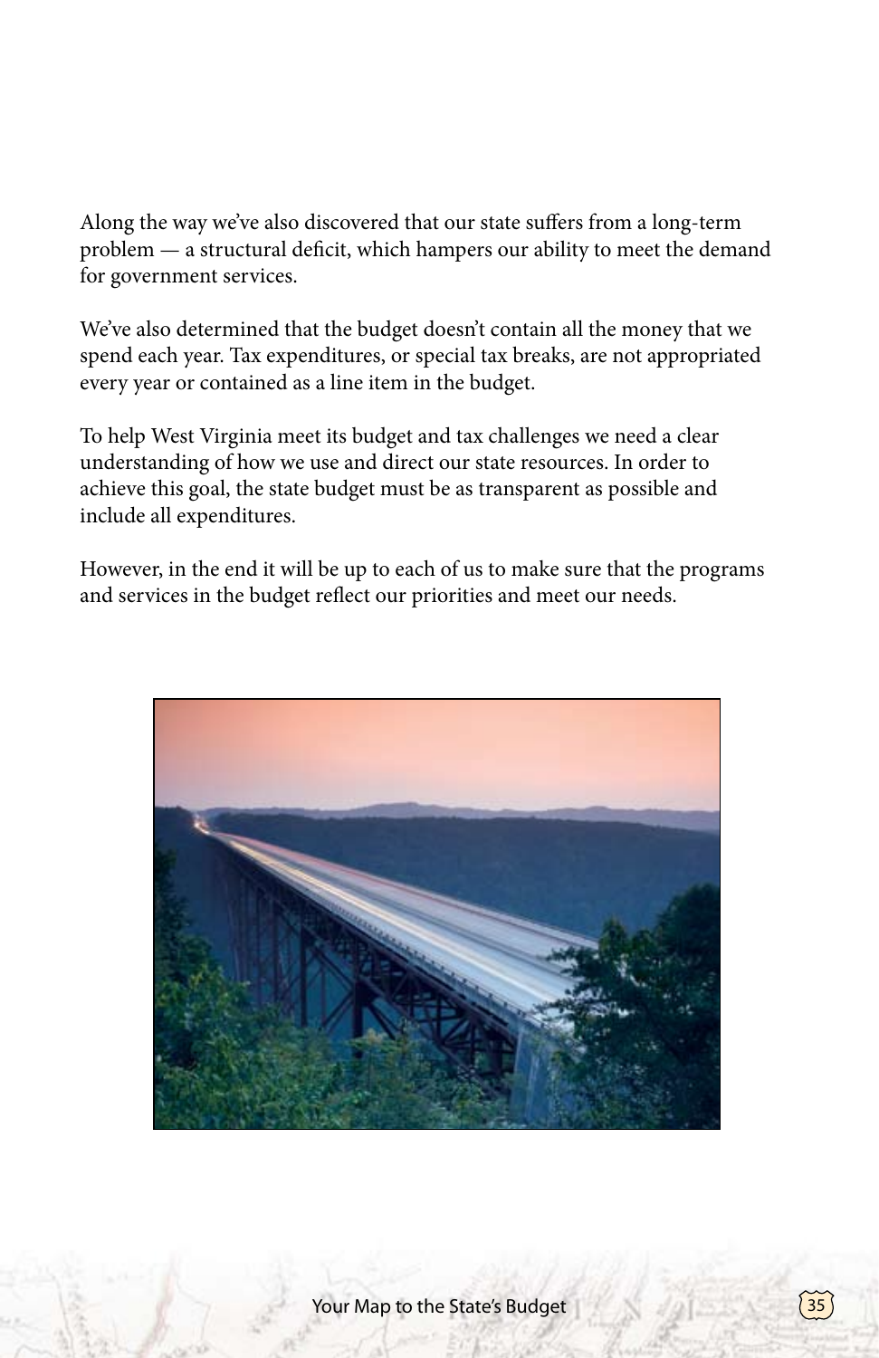Along the way we've also discovered that our state suffers from a long-term problem — a structural deficit, which hampers our ability to meet the demand for government services.

We've also determined that the budget doesn't contain all the money that we spend each year. Tax expenditures, or special tax breaks, are not appropriated every year or contained as a line item in the budget.

To help West Virginia meet its budget and tax challenges we need a clear understanding of how we use and direct our state resources. In order to achieve this goal, the state budget must be as transparent as possible and include all expenditures.

However, in the end it will be up to each of us to make sure that the programs and services in the budget reflect our priorities and meet our needs.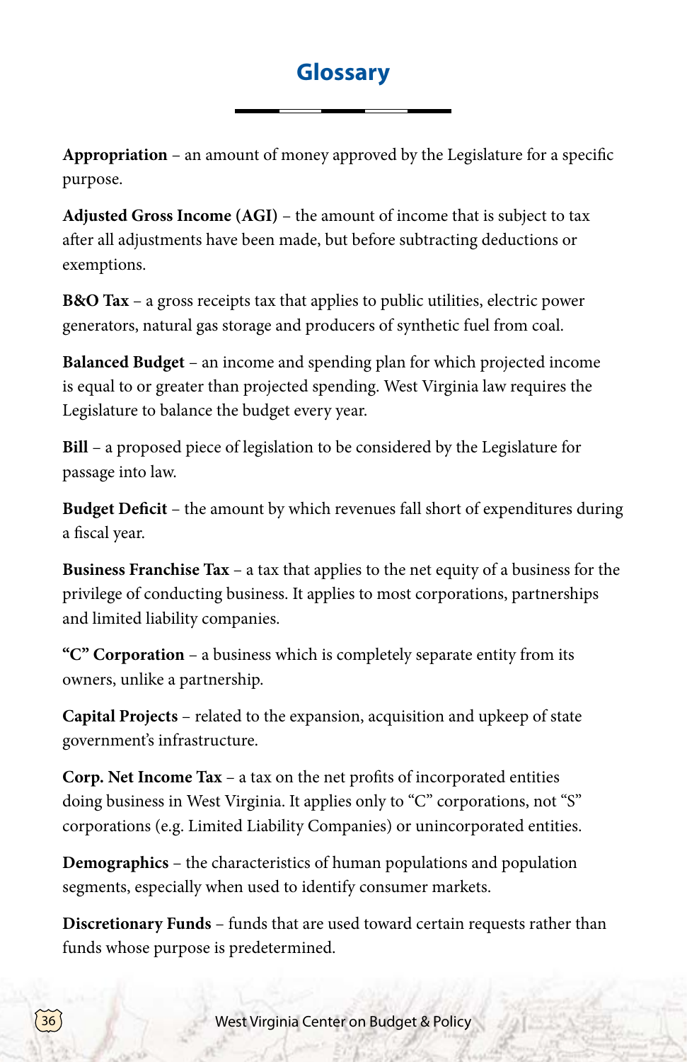# Glossary

**Appropriation** – an amount of money approved by the Legislature for a specific purpose.

**Adjusted Gross Income (AGI)** – the amount of income that is subject to tax after all adjustments have been made, but before subtracting deductions or exemptions.

**B&O Tax** – a gross receipts tax that applies to public utilities, electric power generators, natural gas storage and producers of synthetic fuel from coal.

**Balanced Budget** – an income and spending plan for which projected income is equal to or greater than projected spending. West Virginia law requires the Legislature to balance the budget every year.

**Bill** – a proposed piece of legislation to be considered by the Legislature for passage into law.

**Budget Deficit** – the amount by which revenues fall short of expenditures during a fiscal year.

**Business Franchise Tax** – a tax that applies to the net equity of a business for the privilege of conducting business. It applies to most corporations, partnerships and limited liability companies.

**"C" Corporation** – a business which is completely separate entity from its owners, unlike a partnership.

**Capital Projects** – related to the expansion, acquisition and upkeep of state government's infrastructure.

**Corp. Net Income Tax** – a tax on the net profits of incorporated entities doing business in West Virginia. It applies only to "C" corporations, not "S" corporations (e.g. Limited Liability Companies) or unincorporated entities.

**Demographics** – the characteristics of human populations and population segments, especially when used to identify consumer markets.

**Discretionary Funds** – funds that are used toward certain requests rather than funds whose purpose is predetermined.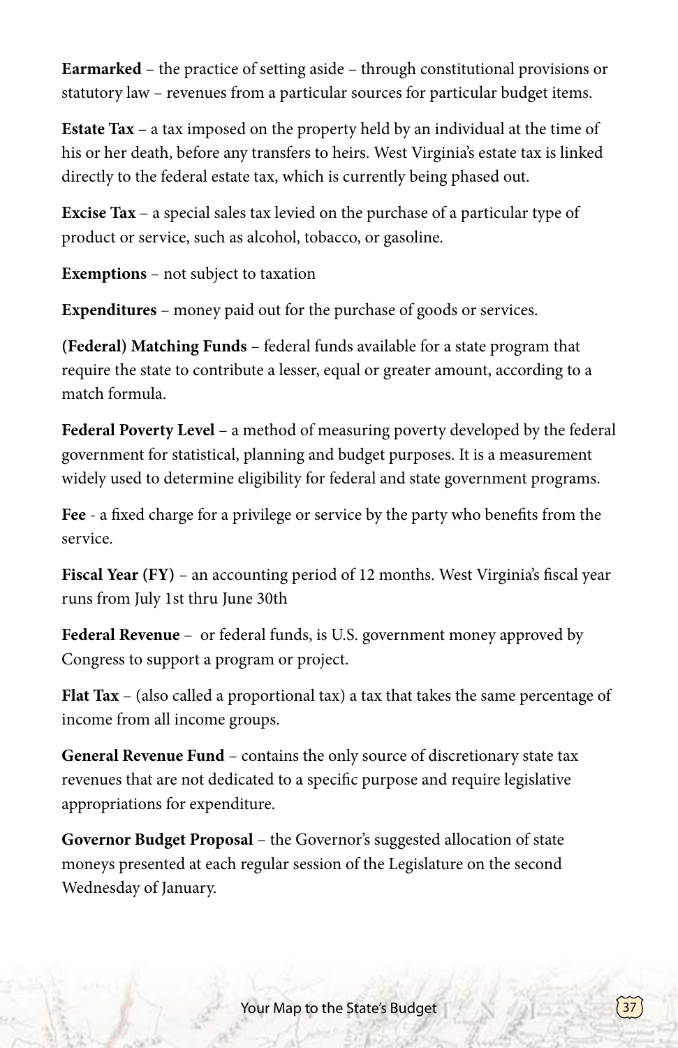**Earmarked** – the practice of setting aside – through constitutional provisions or statutory law – revenues from a particular sources for particular budget items.

**Estate Tax** – a tax imposed on the property held by an individual at the time of his or her death, before any transfers to heirs. West Virginia's estate tax is linked directly to the federal estate tax, which is currently being phased out.

**Excise Tax** – a special sales tax levied on the purchase of a particular type of product or service, such as alcohol, tobacco, or gasoline.

**Exemptions** – not subject to taxation

**Expenditures** – money paid out for the purchase of goods or services.

**(Federal) Matching Funds** – federal funds available for a state program that require the state to contribute a lesser, equal or greater amount, according to a match formula.

**Federal Poverty Level** – a method of measuring poverty developed by the federal government for statistical, planning and budget purposes. It is a measurement widely used to determine eligibility for federal and state government programs.

**Fee** - a fixed charge for a privilege or service by the party who benefits from the service.

**Fiscal Year (FY)** – an accounting period of 12 months. West Virginia's fiscal year runs from July 1st thru June 30th

**Federal Revenue** – or federal funds, is U.S. government money approved by Congress to support a program or project.

**Flat Tax** – (also called a proportional tax) a tax that takes the same percentage of income from all income groups.

**General Revenue Fund** – contains the only source of discretionary state tax revenues that are not dedicated to a specific purpose and require legislative appropriations for expenditure.

**Governor Budget Proposal** – the Governor's suggested allocation of state moneys presented at each regular session of the Legislature on the second Wednesday of January.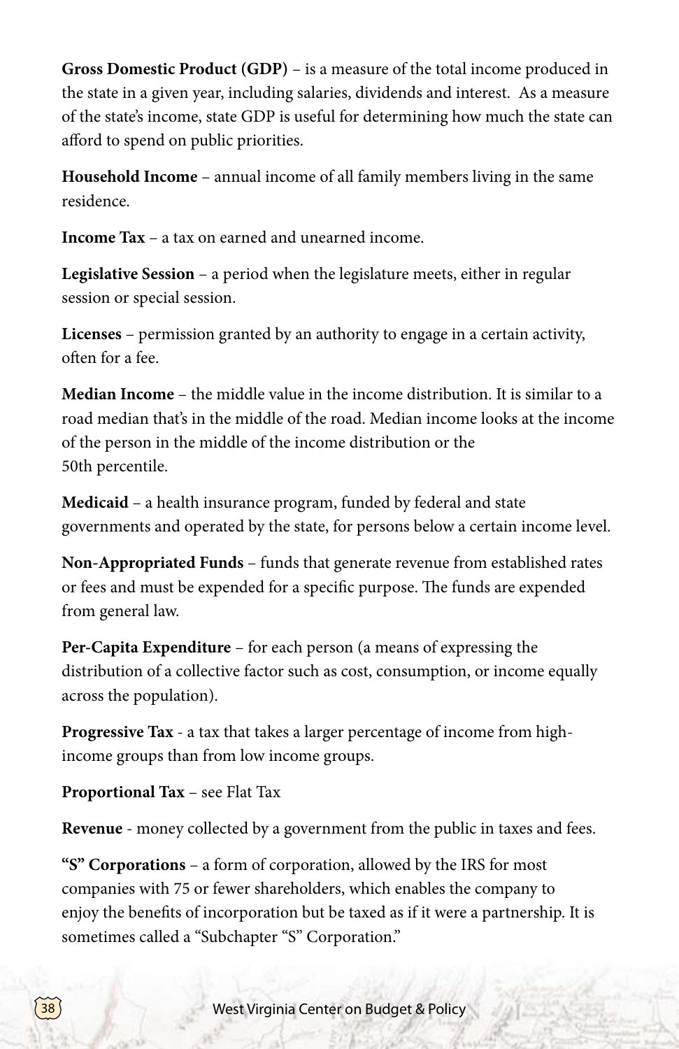**Gross Domestic Product (GDP)** – is a measure of the total income produced in the state in a given year, including salaries, dividends and interest. As a measure of the state's income, state GDP is useful for determining how much the state can afford to spend on public priorities.

**Household Income** – annual income of all family members living in the same residence.

**Income Tax** – a tax on earned and unearned income.

**Legislative Session** – a period when the legislature meets, either in regular session or special session.

**Licenses** – permission granted by an authority to engage in a certain activity, often for a fee.

**Median Income** – the middle value in the income distribution. It is similar to a road median that's in the middle of the road. Median income looks at the income of the person in the middle of the income distribution or the 50th percentile.

**Medicaid** – a health insurance program, funded by federal and state governments and operated by the state, for persons below a certain income level.

**Non-Appropriated Funds** – funds that generate revenue from established rates or fees and must be expended for a specific purpose. The funds are expended from general law.

**Per-Capita Expenditure** – for each person (a means of expressing the distribution of a collective factor such as cost, consumption, or income equally across the population).

**Progressive Tax** - a tax that takes a larger percentage of income from high-income groups than from low income groups.

**Proportional Tax** – see Flat Tax

**Revenue** - money collected by a government from the public in taxes and fees.

**"S" Corporations** – a form of corporation, allowed by the IRS for most companies with 75 or fewer shareholders, which enables the company to enjoy the benefits of incorporation but be taxed as if it were a partnership. It is sometimes called a "Subchapter "S" Corporation."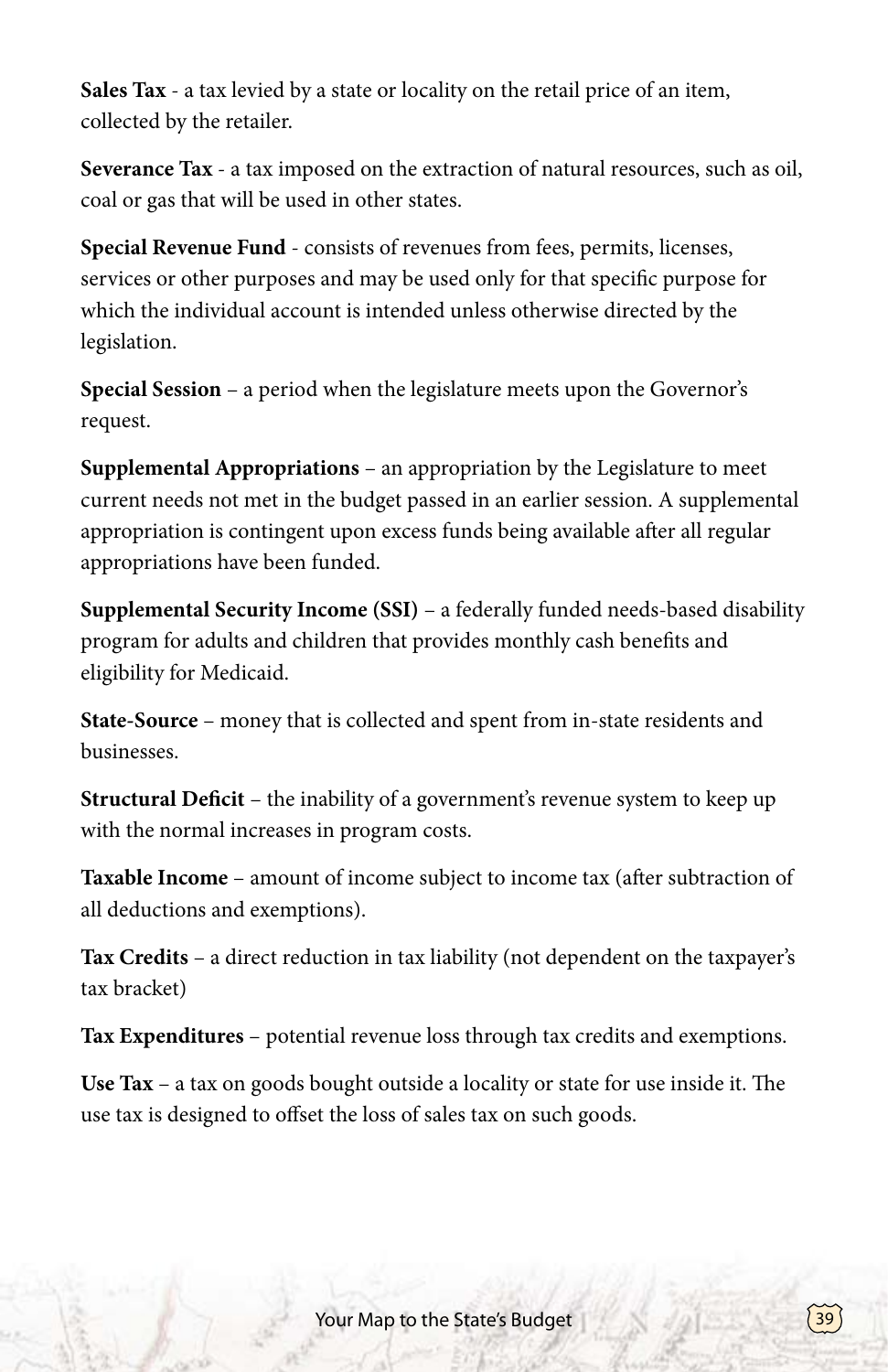**Sales Tax** - a tax levied by a state or locality on the retail price of an item, collected by the retailer.

**Severance Tax** - a tax imposed on the extraction of natural resources, such as oil, coal or gas that will be used in other states.

**Special Revenue Fund** - consists of revenues from fees, permits, licenses, services or other purposes and may be used only for that specific purpose for which the individual account is intended unless otherwise directed by the legislation.

**Special Session** – a period when the legislature meets upon the Governor's request.

**Supplemental Appropriations** – an appropriation by the Legislature to meet current needs not met in the budget passed in an earlier session. A supplemental appropriation is contingent upon excess funds being available after all regular appropriations have been funded.

**Supplemental Security Income (SSI)** – a federally funded needs-based disability program for adults and children that provides monthly cash benefits and eligibility for Medicaid.

**State-Source** – money that is collected and spent from in-state residents and businesses.

**Structural Deficit** – the inability of a government's revenue system to keep up with the normal increases in program costs.

**Taxable Income** – amount of income subject to income tax (after subtraction of all deductions and exemptions).

**Tax Credits** – a direct reduction in tax liability (not dependent on the taxpayer's tax bracket)

**Tax Expenditures** – potential revenue loss through tax credits and exemptions.

**Use Tax** – a tax on goods bought outside a locality or state for use inside it. The use tax is designed to offset the loss of sales tax on such goods.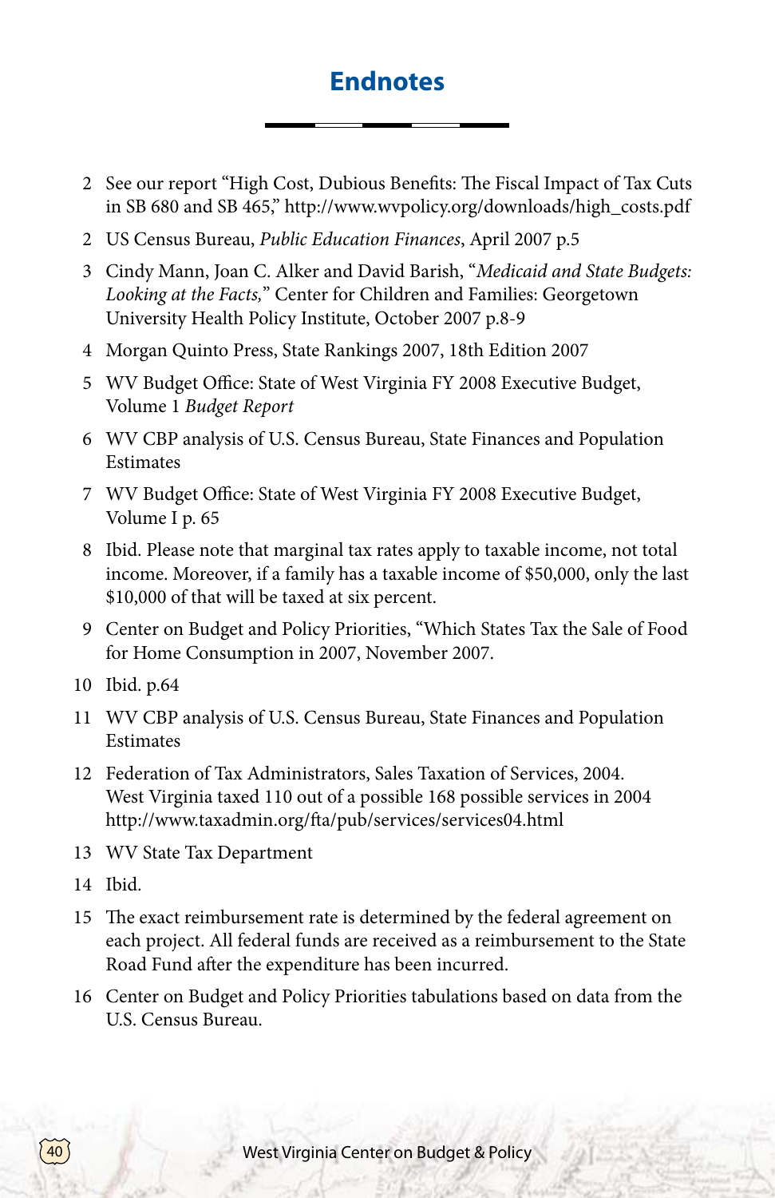# Endnotes

2 See our report "High Cost, Dubious Benefits: The Fiscal Impact of Tax Cuts in SB 680 and SB 465," http://www.wvpolicy.org/downloads/high_costs.pdf

2 US Census Bureau, *Public Education Finances*, April 2007 p.5

3 Cindy Mann, Joan C. Alker and David Barish, "*Medicaid and State Budgets: Looking at the Facts,*" Center for Children and Families: Georgetown University Health Policy Institute, October 2007 p.8-9

4 Morgan Quinto Press, State Rankings 2007, 18th Edition 2007

5 WV Budget Office: State of West Virginia FY 2008 Executive Budget, Volume 1 *Budget Report*

6 WV CBP analysis of U.S. Census Bureau, State Finances and Population Estimates

7 WV Budget Office: State of West Virginia FY 2008 Executive Budget, Volume I p. 65

8 Ibid. Please note that marginal tax rates apply to taxable income, not total income. Moreover, if a family has a taxable income of $50,000, only the last $10,000 of that will be taxed at six percent.

9 Center on Budget and Policy Priorities, "Which States Tax the Sale of Food for Home Consumption in 2007, November 2007.

10 Ibid. p.64

11 WV CBP analysis of U.S. Census Bureau, State Finances and Population Estimates

12 Federation of Tax Administrators, Sales Taxation of Services, 2004. West Virginia taxed 110 out of a possible 168 possible services in 2004 http://www.taxadmin.org/fta/pub/services/services04.html

13 WV State Tax Department

14 Ibid.

15 The exact reimbursement rate is determined by the federal agreement on each project. All federal funds are received as a reimbursement to the State Road Fund after the expenditure has been incurred.

16 Center on Budget and Policy Priorities tabulations based on data from the U.S. Census Bureau.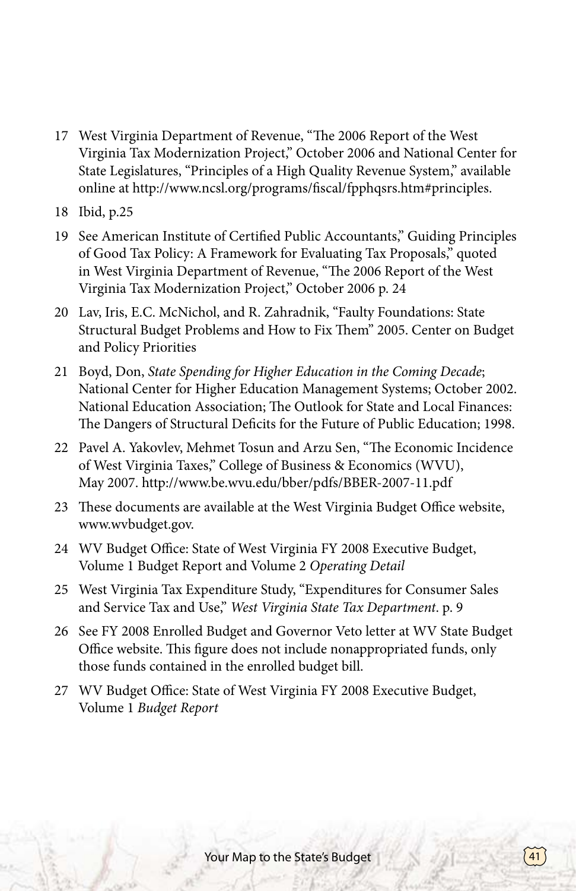17 West Virginia Department of Revenue, "The 2006 Report of the West Virginia Tax Modernization Project," October 2006 and National Center for State Legislatures, "Principles of a High Quality Revenue System," available online at http://www.ncsl.org/programs/fiscal/fpphqsrs.htm#principles.

18 Ibid, p.25

19 See American Institute of Certified Public Accountants," Guiding Principles of Good Tax Policy: A Framework for Evaluating Tax Proposals," quoted in West Virginia Department of Revenue, "The 2006 Report of the West Virginia Tax Modernization Project," October 2006 p. 24

20 Lav, Iris, E.C. McNichol, and R. Zahradnik, "Faulty Foundations: State Structural Budget Problems and How to Fix Them" 2005. Center on Budget and Policy Priorities

21 Boyd, Don, *State Spending for Higher Education in the Coming Decade*; National Center for Higher Education Management Systems; October 2002. National Education Association; The Outlook for State and Local Finances: The Dangers of Structural Deficits for the Future of Public Education; 1998.

22 Pavel A. Yakovlev, Mehmet Tosun and Arzu Sen, "The Economic Incidence of West Virginia Taxes," College of Business & Economics (WVU), May 2007. http://www.be.wvu.edu/bber/pdfs/BBER-2007-11.pdf

23 These documents are available at the West Virginia Budget Office website, www.wvbudget.gov.

24 WV Budget Office: State of West Virginia FY 2008 Executive Budget, Volume 1 Budget Report and Volume 2 *Operating Detail*

25 West Virginia Tax Expenditure Study, "Expenditures for Consumer Sales and Service Tax and Use," *West Virginia State Tax Department*. p. 9

26 See FY 2008 Enrolled Budget and Governor Veto letter at WV State Budget Office website. This figure does not include nonappropriated funds, only those funds contained in the enrolled budget bill.

27 WV Budget Office: State of West Virginia FY 2008 Executive Budget, Volume 1 *Budget Report*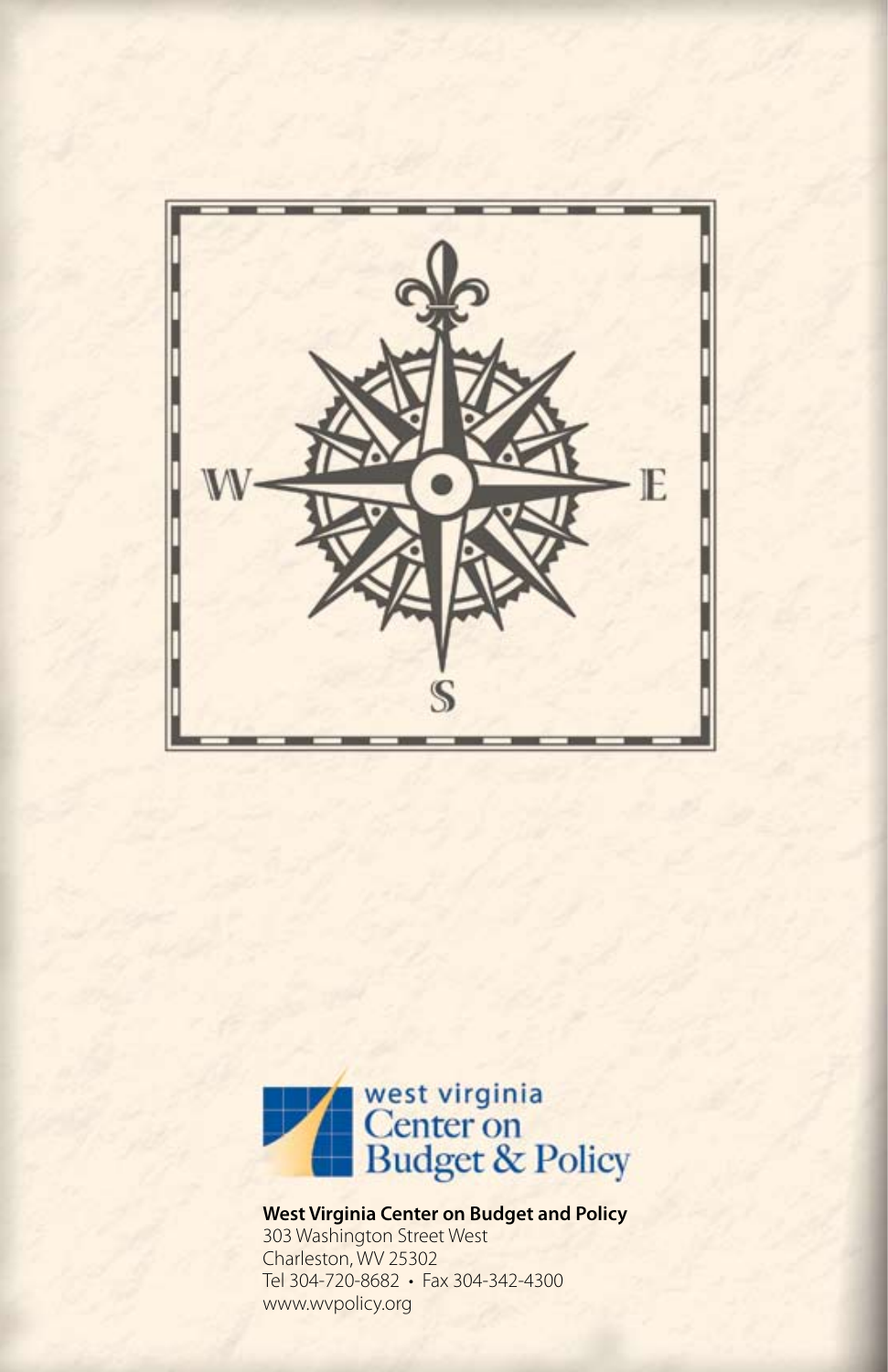**West Virginia Center on Budget and Policy**
303 Washington Street West
Charleston, WV 25302
Tel 304-720-8682 • Fax 304-342-4300
www.wvpolicy.org